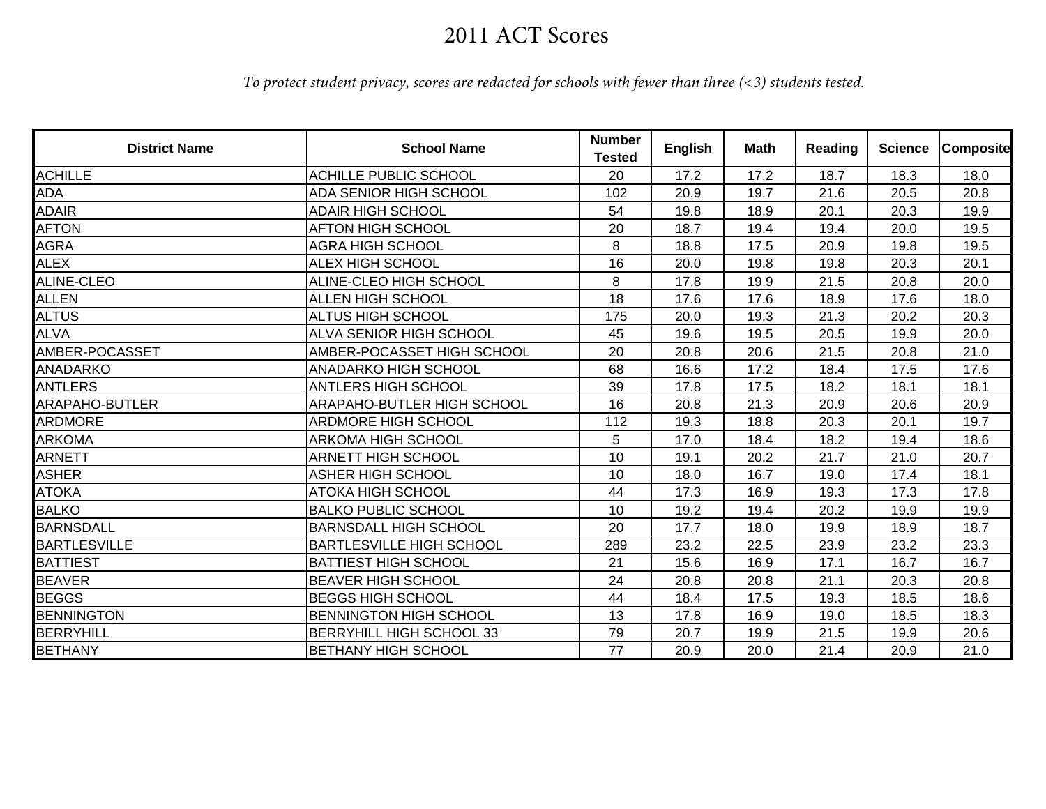# 2011 ACT Scores

*To protect student privacy, scores are redacted for schools with fewer than three (<3) students tested.*

| District Name | School Name | Number Tested | English | Math | Reading | Science | Composite |
|---|---|---|---|---|---|---|---|
| ACHILLE | ACHILLE PUBLIC SCHOOL | 20 | 17.2 | 17.2 | 18.7 | 18.3 | 18.0 |
| ADA | ADA SENIOR HIGH SCHOOL | 102 | 20.9 | 19.7 | 21.6 | 20.5 | 20.8 |
| ADAIR | ADAIR HIGH SCHOOL | 54 | 19.8 | 18.9 | 20.1 | 20.3 | 19.9 |
| AFTON | AFTON HIGH SCHOOL | 20 | 18.7 | 19.4 | 19.4 | 20.0 | 19.5 |
| AGRA | AGRA HIGH SCHOOL | 8 | 18.8 | 17.5 | 20.9 | 19.8 | 19.5 |
| ALEX | ALEX HIGH SCHOOL | 16 | 20.0 | 19.8 | 19.8 | 20.3 | 20.1 |
| ALINE-CLEO | ALINE-CLEO HIGH SCHOOL | 8 | 17.8 | 19.9 | 21.5 | 20.8 | 20.0 |
| ALLEN | ALLEN HIGH SCHOOL | 18 | 17.6 | 17.6 | 18.9 | 17.6 | 18.0 |
| ALTUS | ALTUS HIGH SCHOOL | 175 | 20.0 | 19.3 | 21.3 | 20.2 | 20.3 |
| ALVA | ALVA SENIOR HIGH SCHOOL | 45 | 19.6 | 19.5 | 20.5 | 19.9 | 20.0 |
| AMBER-POCASSET | AMBER-POCASSET HIGH SCHOOL | 20 | 20.8 | 20.6 | 21.5 | 20.8 | 21.0 |
| ANADARKO | ANADARKO HIGH SCHOOL | 68 | 16.6 | 17.2 | 18.4 | 17.5 | 17.6 |
| ANTLERS | ANTLERS HIGH SCHOOL | 39 | 17.8 | 17.5 | 18.2 | 18.1 | 18.1 |
| ARAPAHO-BUTLER | ARAPAHO-BUTLER HIGH SCHOOL | 16 | 20.8 | 21.3 | 20.9 | 20.6 | 20.9 |
| ARDMORE | ARDMORE HIGH SCHOOL | 112 | 19.3 | 18.8 | 20.3 | 20.1 | 19.7 |
| ARKOMA | ARKOMA HIGH SCHOOL | 5 | 17.0 | 18.4 | 18.2 | 19.4 | 18.6 |
| ARNETT | ARNETT HIGH SCHOOL | 10 | 19.1 | 20.2 | 21.7 | 21.0 | 20.7 |
| ASHER | ASHER HIGH SCHOOL | 10 | 18.0 | 16.7 | 19.0 | 17.4 | 18.1 |
| ATOKA | ATOKA HIGH SCHOOL | 44 | 17.3 | 16.9 | 19.3 | 17.3 | 17.8 |
| BALKO | BALKO PUBLIC SCHOOL | 10 | 19.2 | 19.4 | 20.2 | 19.9 | 19.9 |
| BARNSDALL | BARNSDALL HIGH SCHOOL | 20 | 17.7 | 18.0 | 19.9 | 18.9 | 18.7 |
| BARTLESVILLE | BARTLESVILLE HIGH SCHOOL | 289 | 23.2 | 22.5 | 23.9 | 23.2 | 23.3 |
| BATTIEST | BATTIEST HIGH SCHOOL | 21 | 15.6 | 16.9 | 17.1 | 16.7 | 16.7 |
| BEAVER | BEAVER HIGH SCHOOL | 24 | 20.8 | 20.8 | 21.1 | 20.3 | 20.8 |
| BEGGS | BEGGS HIGH SCHOOL | 44 | 18.4 | 17.5 | 19.3 | 18.5 | 18.6 |
| BENNINGTON | BENNINGTON HIGH SCHOOL | 13 | 17.8 | 16.9 | 19.0 | 18.5 | 18.3 |
| BERRYHILL | BERRYHILL HIGH SCHOOL 33 | 79 | 20.7 | 19.9 | 21.5 | 19.9 | 20.6 |
| BETHANY | BETHANY HIGH SCHOOL | 77 | 20.9 | 20.0 | 21.4 | 20.9 | 21.0 |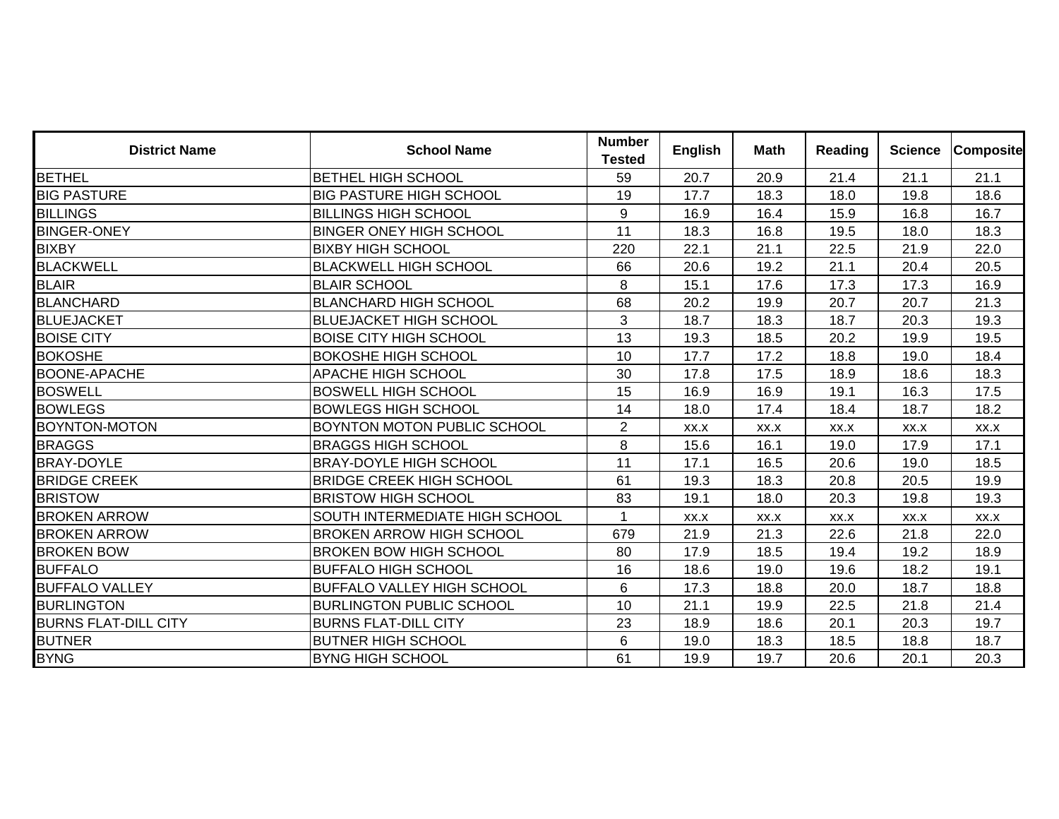| District Name | School Name | Number Tested | English | Math | Reading | Science | Composite |
|---|---|---|---|---|---|---|---|
| BETHEL | BETHEL HIGH SCHOOL | 59 | 20.7 | 20.9 | 21.4 | 21.1 | 21.1 |
| BIG PASTURE | BIG PASTURE HIGH SCHOOL | 19 | 17.7 | 18.3 | 18.0 | 19.8 | 18.6 |
| BILLINGS | BILLINGS HIGH SCHOOL | 9 | 16.9 | 16.4 | 15.9 | 16.8 | 16.7 |
| BINGER-ONEY | BINGER ONEY HIGH SCHOOL | 11 | 18.3 | 16.8 | 19.5 | 18.0 | 18.3 |
| BIXBY | BIXBY HIGH SCHOOL | 220 | 22.1 | 21.1 | 22.5 | 21.9 | 22.0 |
| BLACKWELL | BLACKWELL HIGH SCHOOL | 66 | 20.6 | 19.2 | 21.1 | 20.4 | 20.5 |
| BLAIR | BLAIR SCHOOL | 8 | 15.1 | 17.6 | 17.3 | 17.3 | 16.9 |
| BLANCHARD | BLANCHARD HIGH SCHOOL | 68 | 20.2 | 19.9 | 20.7 | 20.7 | 21.3 |
| BLUEJACKET | BLUEJACKET HIGH SCHOOL | 3 | 18.7 | 18.3 | 18.7 | 20.3 | 19.3 |
| BOISE CITY | BOISE CITY HIGH SCHOOL | 13 | 19.3 | 18.5 | 20.2 | 19.9 | 19.5 |
| BOKOSHE | BOKOSHE HIGH SCHOOL | 10 | 17.7 | 17.2 | 18.8 | 19.0 | 18.4 |
| BOONE-APACHE | APACHE HIGH SCHOOL | 30 | 17.8 | 17.5 | 18.9 | 18.6 | 18.3 |
| BOSWELL | BOSWELL HIGH SCHOOL | 15 | 16.9 | 16.9 | 19.1 | 16.3 | 17.5 |
| BOWLEGS | BOWLEGS HIGH SCHOOL | 14 | 18.0 | 17.4 | 18.4 | 18.7 | 18.2 |
| BOYNTON-MOTON | BOYNTON MOTON PUBLIC SCHOOL | 2 | xx.x | xx.x | xx.x | xx.x | xx.x |
| BRAGGS | BRAGGS HIGH SCHOOL | 8 | 15.6 | 16.1 | 19.0 | 17.9 | 17.1 |
| BRAY-DOYLE | BRAY-DOYLE HIGH SCHOOL | 11 | 17.1 | 16.5 | 20.6 | 19.0 | 18.5 |
| BRIDGE CREEK | BRIDGE CREEK HIGH SCHOOL | 61 | 19.3 | 18.3 | 20.8 | 20.5 | 19.9 |
| BRISTOW | BRISTOW HIGH SCHOOL | 83 | 19.1 | 18.0 | 20.3 | 19.8 | 19.3 |
| BROKEN ARROW | SOUTH INTERMEDIATE HIGH SCHOOL | 1 | xx.x | xx.x | xx.x | xx.x | xx.x |
| BROKEN ARROW | BROKEN ARROW HIGH SCHOOL | 679 | 21.9 | 21.3 | 22.6 | 21.8 | 22.0 |
| BROKEN BOW | BROKEN BOW HIGH SCHOOL | 80 | 17.9 | 18.5 | 19.4 | 19.2 | 18.9 |
| BUFFALO | BUFFALO HIGH SCHOOL | 16 | 18.6 | 19.0 | 19.6 | 18.2 | 19.1 |
| BUFFALO VALLEY | BUFFALO VALLEY HIGH SCHOOL | 6 | 17.3 | 18.8 | 20.0 | 18.7 | 18.8 |
| BURLINGTON | BURLINGTON PUBLIC SCHOOL | 10 | 21.1 | 19.9 | 22.5 | 21.8 | 21.4 |
| BURNS FLAT-DILL CITY | BURNS FLAT-DILL CITY | 23 | 18.9 | 18.6 | 20.1 | 20.3 | 19.7 |
| BUTNER | BUTNER HIGH SCHOOL | 6 | 19.0 | 18.3 | 18.5 | 18.8 | 18.7 |
| BYNG | BYNG HIGH SCHOOL | 61 | 19.9 | 19.7 | 20.6 | 20.1 | 20.3 |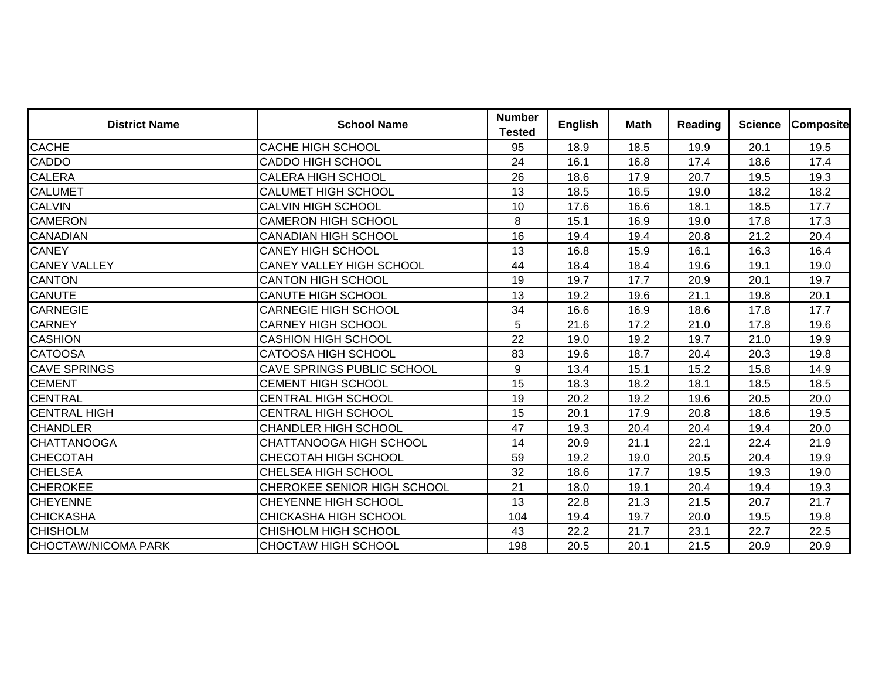| District Name | School Name | Number Tested | English | Math | Reading | Science | Composite |
|---|---|---|---|---|---|---|---|
| CACHE | CACHE HIGH SCHOOL | 95 | 18.9 | 18.5 | 19.9 | 20.1 | 19.5 |
| CADDO | CADDO HIGH SCHOOL | 24 | 16.1 | 16.8 | 17.4 | 18.6 | 17.4 |
| CALERA | CALERA HIGH SCHOOL | 26 | 18.6 | 17.9 | 20.7 | 19.5 | 19.3 |
| CALUMET | CALUMET HIGH SCHOOL | 13 | 18.5 | 16.5 | 19.0 | 18.2 | 18.2 |
| CALVIN | CALVIN HIGH SCHOOL | 10 | 17.6 | 16.6 | 18.1 | 18.5 | 17.7 |
| CAMERON | CAMERON HIGH SCHOOL | 8 | 15.1 | 16.9 | 19.0 | 17.8 | 17.3 |
| CANADIAN | CANADIAN HIGH SCHOOL | 16 | 19.4 | 19.4 | 20.8 | 21.2 | 20.4 |
| CANEY | CANEY HIGH SCHOOL | 13 | 16.8 | 15.9 | 16.1 | 16.3 | 16.4 |
| CANEY VALLEY | CANEY VALLEY HIGH SCHOOL | 44 | 18.4 | 18.4 | 19.6 | 19.1 | 19.0 |
| CANTON | CANTON HIGH SCHOOL | 19 | 19.7 | 17.7 | 20.9 | 20.1 | 19.7 |
| CANUTE | CANUTE HIGH SCHOOL | 13 | 19.2 | 19.6 | 21.1 | 19.8 | 20.1 |
| CARNEGIE | CARNEGIE HIGH SCHOOL | 34 | 16.6 | 16.9 | 18.6 | 17.8 | 17.7 |
| CARNEY | CARNEY HIGH SCHOOL | 5 | 21.6 | 17.2 | 21.0 | 17.8 | 19.6 |
| CASHION | CASHION HIGH SCHOOL | 22 | 19.0 | 19.2 | 19.7 | 21.0 | 19.9 |
| CATOOSA | CATOOSA HIGH SCHOOL | 83 | 19.6 | 18.7 | 20.4 | 20.3 | 19.8 |
| CAVE SPRINGS | CAVE SPRINGS PUBLIC SCHOOL | 9 | 13.4 | 15.1 | 15.2 | 15.8 | 14.9 |
| CEMENT | CEMENT HIGH SCHOOL | 15 | 18.3 | 18.2 | 18.1 | 18.5 | 18.5 |
| CENTRAL | CENTRAL HIGH SCHOOL | 19 | 20.2 | 19.2 | 19.6 | 20.5 | 20.0 |
| CENTRAL HIGH | CENTRAL HIGH SCHOOL | 15 | 20.1 | 17.9 | 20.8 | 18.6 | 19.5 |
| CHANDLER | CHANDLER HIGH SCHOOL | 47 | 19.3 | 20.4 | 20.4 | 19.4 | 20.0 |
| CHATTANOOGA | CHATTANOOGA HIGH SCHOOL | 14 | 20.9 | 21.1 | 22.1 | 22.4 | 21.9 |
| CHECOTAH | CHECOTAH HIGH SCHOOL | 59 | 19.2 | 19.0 | 20.5 | 20.4 | 19.9 |
| CHELSEA | CHELSEA HIGH SCHOOL | 32 | 18.6 | 17.7 | 19.5 | 19.3 | 19.0 |
| CHEROKEE | CHEROKEE SENIOR HIGH SCHOOL | 21 | 18.0 | 19.1 | 20.4 | 19.4 | 19.3 |
| CHEYENNE | CHEYENNE HIGH SCHOOL | 13 | 22.8 | 21.3 | 21.5 | 20.7 | 21.7 |
| CHICKASHA | CHICKASHA HIGH SCHOOL | 104 | 19.4 | 19.7 | 20.0 | 19.5 | 19.8 |
| CHISHOLM | CHISHOLM HIGH SCHOOL | 43 | 22.2 | 21.7 | 23.1 | 22.7 | 22.5 |
| CHOCTAW/NICOMA PARK | CHOCTAW HIGH SCHOOL | 198 | 20.5 | 20.1 | 21.5 | 20.9 | 20.9 |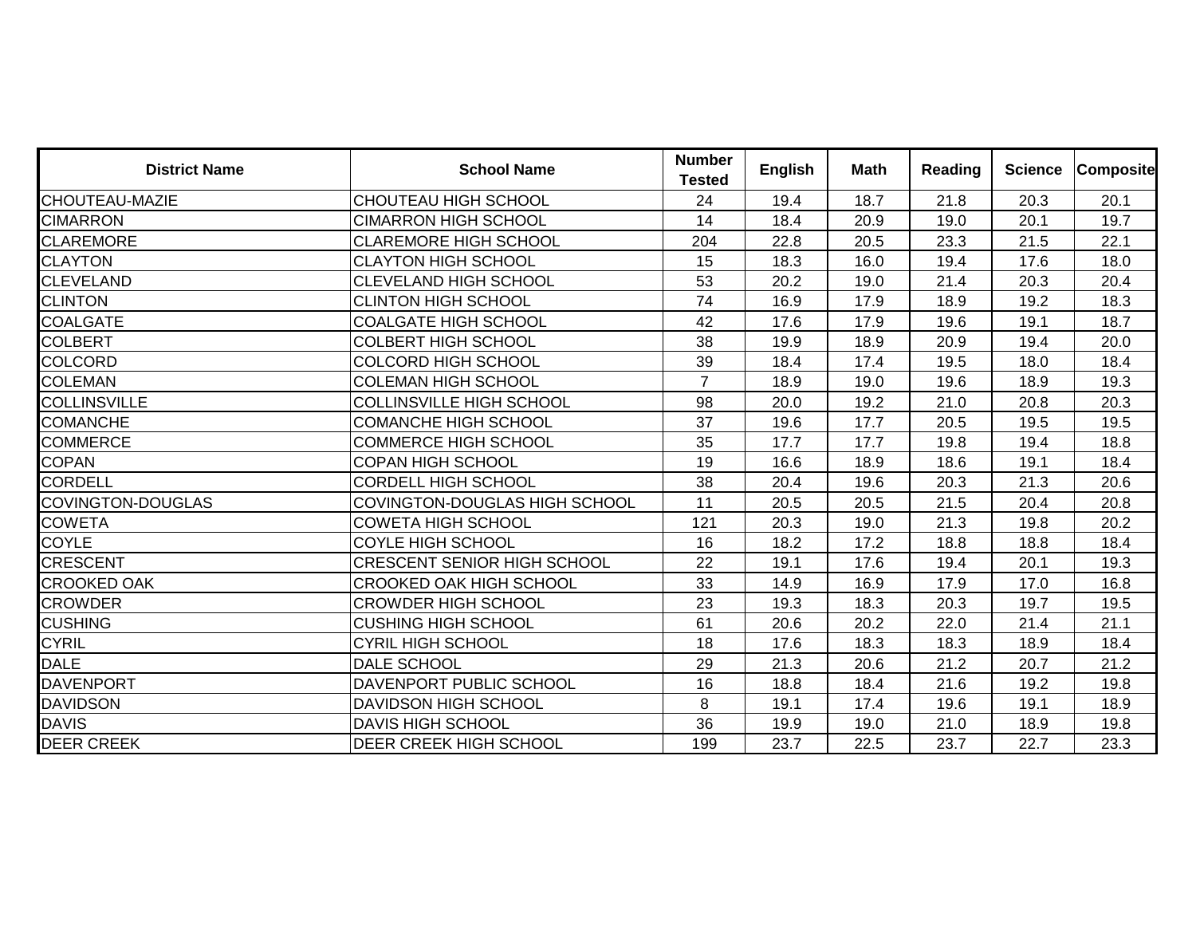| District Name | School Name | Number Tested | English | Math | Reading | Science | Composite |
|---|---|---|---|---|---|---|---|
| CHOUTEAU-MAZIE | CHOUTEAU HIGH SCHOOL | 24 | 19.4 | 18.7 | 21.8 | 20.3 | 20.1 |
| CIMARRON | CIMARRON HIGH SCHOOL | 14 | 18.4 | 20.9 | 19.0 | 20.1 | 19.7 |
| CLAREMORE | CLAREMORE HIGH SCHOOL | 204 | 22.8 | 20.5 | 23.3 | 21.5 | 22.1 |
| CLAYTON | CLAYTON HIGH SCHOOL | 15 | 18.3 | 16.0 | 19.4 | 17.6 | 18.0 |
| CLEVELAND | CLEVELAND HIGH SCHOOL | 53 | 20.2 | 19.0 | 21.4 | 20.3 | 20.4 |
| CLINTON | CLINTON HIGH SCHOOL | 74 | 16.9 | 17.9 | 18.9 | 19.2 | 18.3 |
| COALGATE | COALGATE HIGH SCHOOL | 42 | 17.6 | 17.9 | 19.6 | 19.1 | 18.7 |
| COLBERT | COLBERT HIGH SCHOOL | 38 | 19.9 | 18.9 | 20.9 | 19.4 | 20.0 |
| COLCORD | COLCORD HIGH SCHOOL | 39 | 18.4 | 17.4 | 19.5 | 18.0 | 18.4 |
| COLEMAN | COLEMAN HIGH SCHOOL | 7 | 18.9 | 19.0 | 19.6 | 18.9 | 19.3 |
| COLLINSVILLE | COLLINSVILLE HIGH SCHOOL | 98 | 20.0 | 19.2 | 21.0 | 20.8 | 20.3 |
| COMANCHE | COMANCHE HIGH SCHOOL | 37 | 19.6 | 17.7 | 20.5 | 19.5 | 19.5 |
| COMMERCE | COMMERCE HIGH SCHOOL | 35 | 17.7 | 17.7 | 19.8 | 19.4 | 18.8 |
| COPAN | COPAN HIGH SCHOOL | 19 | 16.6 | 18.9 | 18.6 | 19.1 | 18.4 |
| CORDELL | CORDELL HIGH SCHOOL | 38 | 20.4 | 19.6 | 20.3 | 21.3 | 20.6 |
| COVINGTON-DOUGLAS | COVINGTON-DOUGLAS HIGH SCHOOL | 11 | 20.5 | 20.5 | 21.5 | 20.4 | 20.8 |
| COWETA | COWETA HIGH SCHOOL | 121 | 20.3 | 19.0 | 21.3 | 19.8 | 20.2 |
| COYLE | COYLE HIGH SCHOOL | 16 | 18.2 | 17.2 | 18.8 | 18.8 | 18.4 |
| CRESCENT | CRESCENT SENIOR HIGH SCHOOL | 22 | 19.1 | 17.6 | 19.4 | 20.1 | 19.3 |
| CROOKED OAK | CROOKED OAK HIGH SCHOOL | 33 | 14.9 | 16.9 | 17.9 | 17.0 | 16.8 |
| CROWDER | CROWDER HIGH SCHOOL | 23 | 19.3 | 18.3 | 20.3 | 19.7 | 19.5 |
| CUSHING | CUSHING HIGH SCHOOL | 61 | 20.6 | 20.2 | 22.0 | 21.4 | 21.1 |
| CYRIL | CYRIL HIGH SCHOOL | 18 | 17.6 | 18.3 | 18.3 | 18.9 | 18.4 |
| DALE | DALE SCHOOL | 29 | 21.3 | 20.6 | 21.2 | 20.7 | 21.2 |
| DAVENPORT | DAVENPORT PUBLIC SCHOOL | 16 | 18.8 | 18.4 | 21.6 | 19.2 | 19.8 |
| DAVIDSON | DAVIDSON HIGH SCHOOL | 8 | 19.1 | 17.4 | 19.6 | 19.1 | 18.9 |
| DAVIS | DAVIS HIGH SCHOOL | 36 | 19.9 | 19.0 | 21.0 | 18.9 | 19.8 |
| DEER CREEK | DEER CREEK HIGH SCHOOL | 199 | 23.7 | 22.5 | 23.7 | 22.7 | 23.3 |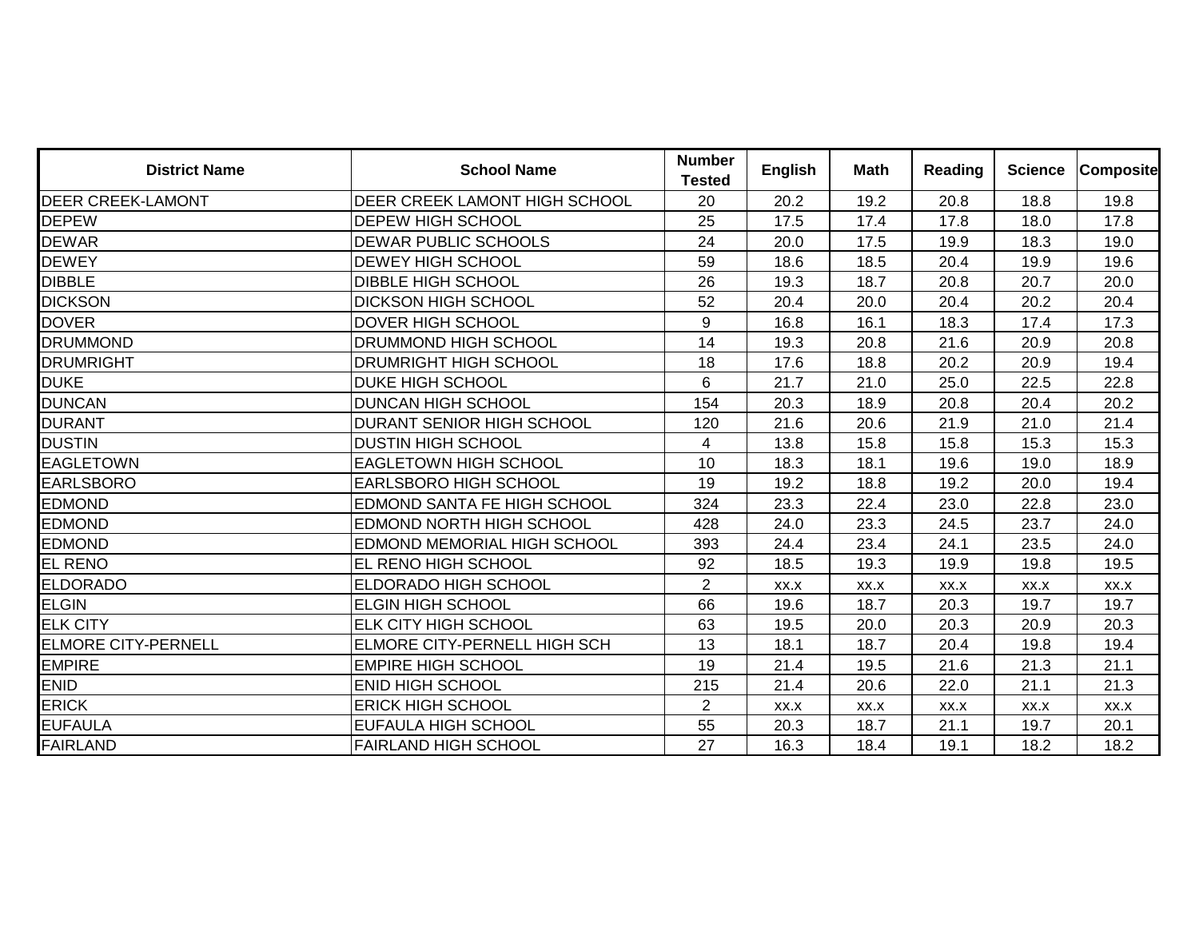| District Name | School Name | Number Tested | English | Math | Reading | Science | Composite |
| --- | --- | --- | --- | --- | --- | --- | --- |
| DEER CREEK-LAMONT | DEER CREEK LAMONT HIGH SCHOOL | 20 | 20.2 | 19.2 | 20.8 | 18.8 | 19.8 |
| DEPEW | DEPEW HIGH SCHOOL | 25 | 17.5 | 17.4 | 17.8 | 18.0 | 17.8 |
| DEWAR | DEWAR PUBLIC SCHOOLS | 24 | 20.0 | 17.5 | 19.9 | 18.3 | 19.0 |
| DEWEY | DEWEY HIGH SCHOOL | 59 | 18.6 | 18.5 | 20.4 | 19.9 | 19.6 |
| DIBBLE | DIBBLE HIGH SCHOOL | 26 | 19.3 | 18.7 | 20.8 | 20.7 | 20.0 |
| DICKSON | DICKSON HIGH SCHOOL | 52 | 20.4 | 20.0 | 20.4 | 20.2 | 20.4 |
| DOVER | DOVER HIGH SCHOOL | 9 | 16.8 | 16.1 | 18.3 | 17.4 | 17.3 |
| DRUMMOND | DRUMMOND HIGH SCHOOL | 14 | 19.3 | 20.8 | 21.6 | 20.9 | 20.8 |
| DRUMRIGHT | DRUMRIGHT HIGH SCHOOL | 18 | 17.6 | 18.8 | 20.2 | 20.9 | 19.4 |
| DUKE | DUKE HIGH SCHOOL | 6 | 21.7 | 21.0 | 25.0 | 22.5 | 22.8 |
| DUNCAN | DUNCAN HIGH SCHOOL | 154 | 20.3 | 18.9 | 20.8 | 20.4 | 20.2 |
| DURANT | DURANT SENIOR HIGH SCHOOL | 120 | 21.6 | 20.6 | 21.9 | 21.0 | 21.4 |
| DUSTIN | DUSTIN HIGH SCHOOL | 4 | 13.8 | 15.8 | 15.8 | 15.3 | 15.3 |
| EAGLETOWN | EAGLETOWN HIGH SCHOOL | 10 | 18.3 | 18.1 | 19.6 | 19.0 | 18.9 |
| EARLSBORO | EARLSBORO HIGH SCHOOL | 19 | 19.2 | 18.8 | 19.2 | 20.0 | 19.4 |
| EDMOND | EDMOND SANTA FE HIGH SCHOOL | 324 | 23.3 | 22.4 | 23.0 | 22.8 | 23.0 |
| EDMOND | EDMOND NORTH HIGH SCHOOL | 428 | 24.0 | 23.3 | 24.5 | 23.7 | 24.0 |
| EDMOND | EDMOND MEMORIAL HIGH SCHOOL | 393 | 24.4 | 23.4 | 24.1 | 23.5 | 24.0 |
| EL RENO | EL RENO HIGH SCHOOL | 92 | 18.5 | 19.3 | 19.9 | 19.8 | 19.5 |
| ELDORADO | ELDORADO HIGH SCHOOL | 2 | xx.x | xx.x | xx.x | xx.x | xx.x |
| ELGIN | ELGIN HIGH SCHOOL | 66 | 19.6 | 18.7 | 20.3 | 19.7 | 19.7 |
| ELK CITY | ELK CITY HIGH SCHOOL | 63 | 19.5 | 20.0 | 20.3 | 20.9 | 20.3 |
| ELMORE CITY-PERNELL | ELMORE CITY-PERNELL HIGH SCH | 13 | 18.1 | 18.7 | 20.4 | 19.8 | 19.4 |
| EMPIRE | EMPIRE HIGH SCHOOL | 19 | 21.4 | 19.5 | 21.6 | 21.3 | 21.1 |
| ENID | ENID HIGH SCHOOL | 215 | 21.4 | 20.6 | 22.0 | 21.1 | 21.3 |
| ERICK | ERICK HIGH SCHOOL | 2 | xx.x | xx.x | xx.x | xx.x | xx.x |
| EUFAULA | EUFAULA HIGH SCHOOL | 55 | 20.3 | 18.7 | 21.1 | 19.7 | 20.1 |
| FAIRLAND | FAIRLAND HIGH SCHOOL | 27 | 16.3 | 18.4 | 19.1 | 18.2 | 18.2 |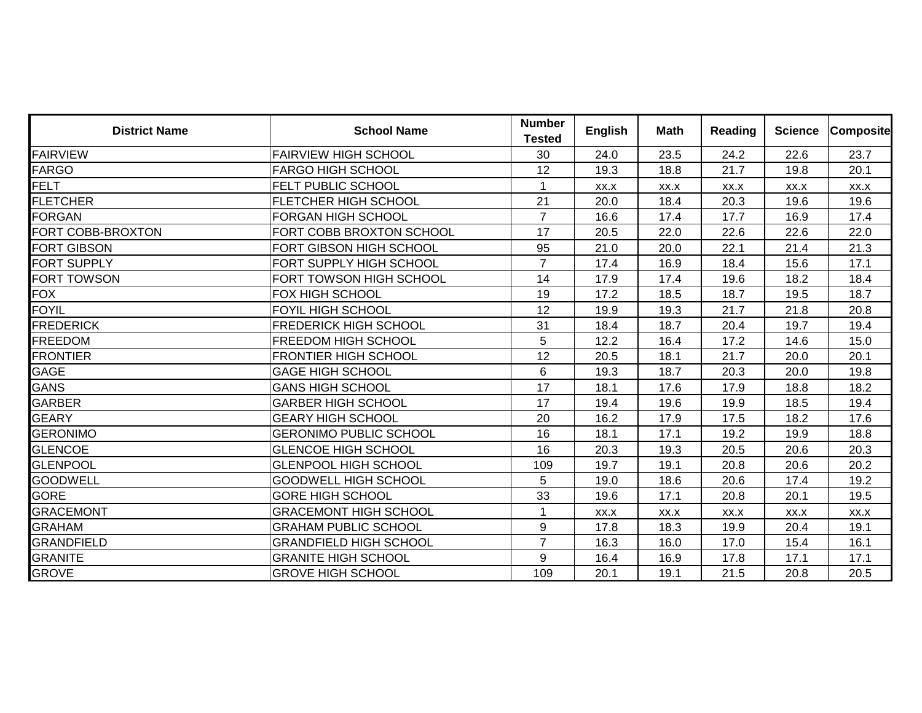| District Name | School Name | Number Tested | English | Math | Reading | Science | Composite |
|---|---|---|---|---|---|---|---|
| FAIRVIEW | FAIRVIEW HIGH SCHOOL | 30 | 24.0 | 23.5 | 24.2 | 22.6 | 23.7 |
| FARGO | FARGO HIGH SCHOOL | 12 | 19.3 | 18.8 | 21.7 | 19.8 | 20.1 |
| FELT | FELT PUBLIC SCHOOL | 1 | xx.x | xx.x | xx.x | xx.x | xx.x |
| FLETCHER | FLETCHER HIGH SCHOOL | 21 | 20.0 | 18.4 | 20.3 | 19.6 | 19.6 |
| FORGAN | FORGAN HIGH SCHOOL | 7 | 16.6 | 17.4 | 17.7 | 16.9 | 17.4 |
| FORT COBB-BROXTON | FORT COBB BROXTON SCHOOL | 17 | 20.5 | 22.0 | 22.6 | 22.6 | 22.0 |
| FORT GIBSON | FORT GIBSON HIGH SCHOOL | 95 | 21.0 | 20.0 | 22.1 | 21.4 | 21.3 |
| FORT SUPPLY | FORT SUPPLY HIGH SCHOOL | 7 | 17.4 | 16.9 | 18.4 | 15.6 | 17.1 |
| FORT TOWSON | FORT TOWSON HIGH SCHOOL | 14 | 17.9 | 17.4 | 19.6 | 18.2 | 18.4 |
| FOX | FOX HIGH SCHOOL | 19 | 17.2 | 18.5 | 18.7 | 19.5 | 18.7 |
| FOYIL | FOYIL HIGH SCHOOL | 12 | 19.9 | 19.3 | 21.7 | 21.8 | 20.8 |
| FREDERICK | FREDERICK HIGH SCHOOL | 31 | 18.4 | 18.7 | 20.4 | 19.7 | 19.4 |
| FREEDOM | FREEDOM HIGH SCHOOL | 5 | 12.2 | 16.4 | 17.2 | 14.6 | 15.0 |
| FRONTIER | FRONTIER HIGH SCHOOL | 12 | 20.5 | 18.1 | 21.7 | 20.0 | 20.1 |
| GAGE | GAGE HIGH SCHOOL | 6 | 19.3 | 18.7 | 20.3 | 20.0 | 19.8 |
| GANS | GANS HIGH SCHOOL | 17 | 18.1 | 17.6 | 17.9 | 18.8 | 18.2 |
| GARBER | GARBER HIGH SCHOOL | 17 | 19.4 | 19.6 | 19.9 | 18.5 | 19.4 |
| GEARY | GEARY HIGH SCHOOL | 20 | 16.2 | 17.9 | 17.5 | 18.2 | 17.6 |
| GERONIMO | GERONIMO PUBLIC SCHOOL | 16 | 18.1 | 17.1 | 19.2 | 19.9 | 18.8 |
| GLENCOE | GLENCOE HIGH SCHOOL | 16 | 20.3 | 19.3 | 20.5 | 20.6 | 20.3 |
| GLENPOOL | GLENPOOL HIGH SCHOOL | 109 | 19.7 | 19.1 | 20.8 | 20.6 | 20.2 |
| GOODWELL | GOODWELL HIGH SCHOOL | 5 | 19.0 | 18.6 | 20.6 | 17.4 | 19.2 |
| GORE | GORE HIGH SCHOOL | 33 | 19.6 | 17.1 | 20.8 | 20.1 | 19.5 |
| GRACEMONT | GRACEMONT HIGH SCHOOL | 1 | xx.x | xx.x | xx.x | xx.x | xx.x |
| GRAHAM | GRAHAM PUBLIC SCHOOL | 9 | 17.8 | 18.3 | 19.9 | 20.4 | 19.1 |
| GRANDFIELD | GRANDFIELD HIGH SCHOOL | 7 | 16.3 | 16.0 | 17.0 | 15.4 | 16.1 |
| GRANITE | GRANITE HIGH SCHOOL | 9 | 16.4 | 16.9 | 17.8 | 17.1 | 17.1 |
| GROVE | GROVE HIGH SCHOOL | 109 | 20.1 | 19.1 | 21.5 | 20.8 | 20.5 |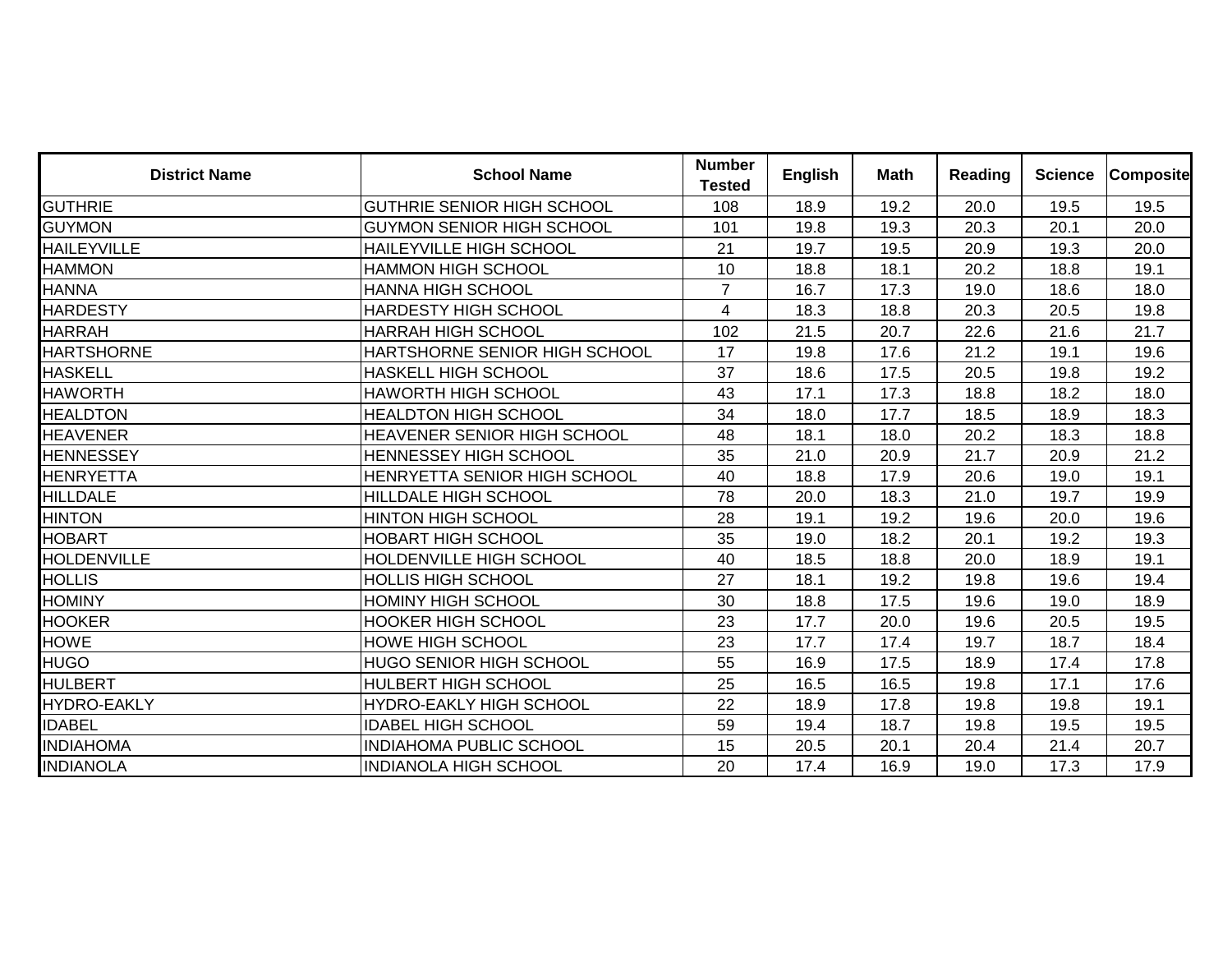| District Name | School Name | Number Tested | English | Math | Reading | Science | Composite |
|---|---|---|---|---|---|---|---|
| GUTHRIE | GUTHRIE SENIOR HIGH SCHOOL | 108 | 18.9 | 19.2 | 20.0 | 19.5 | 19.5 |
| GUYMON | GUYMON SENIOR HIGH SCHOOL | 101 | 19.8 | 19.3 | 20.3 | 20.1 | 20.0 |
| HAILEYVILLE | HAILEYVILLE HIGH SCHOOL | 21 | 19.7 | 19.5 | 20.9 | 19.3 | 20.0 |
| HAMMON | HAMMON HIGH SCHOOL | 10 | 18.8 | 18.1 | 20.2 | 18.8 | 19.1 |
| HANNA | HANNA HIGH SCHOOL | 7 | 16.7 | 17.3 | 19.0 | 18.6 | 18.0 |
| HARDESTY | HARDESTY HIGH SCHOOL | 4 | 18.3 | 18.8 | 20.3 | 20.5 | 19.8 |
| HARRAH | HARRAH HIGH SCHOOL | 102 | 21.5 | 20.7 | 22.6 | 21.6 | 21.7 |
| HARTSHORNE | HARTSHORNE SENIOR HIGH SCHOOL | 17 | 19.8 | 17.6 | 21.2 | 19.1 | 19.6 |
| HASKELL | HASKELL HIGH SCHOOL | 37 | 18.6 | 17.5 | 20.5 | 19.8 | 19.2 |
| HAWORTH | HAWORTH HIGH SCHOOL | 43 | 17.1 | 17.3 | 18.8 | 18.2 | 18.0 |
| HEALDTON | HEALDTON HIGH SCHOOL | 34 | 18.0 | 17.7 | 18.5 | 18.9 | 18.3 |
| HEAVENER | HEAVENER SENIOR HIGH SCHOOL | 48 | 18.1 | 18.0 | 20.2 | 18.3 | 18.8 |
| HENNESSEY | HENNESSEY HIGH SCHOOL | 35 | 21.0 | 20.9 | 21.7 | 20.9 | 21.2 |
| HENRYETTA | HENRYETTA SENIOR HIGH SCHOOL | 40 | 18.8 | 17.9 | 20.6 | 19.0 | 19.1 |
| HILLDALE | HILLDALE HIGH SCHOOL | 78 | 20.0 | 18.3 | 21.0 | 19.7 | 19.9 |
| HINTON | HINTON HIGH SCHOOL | 28 | 19.1 | 19.2 | 19.6 | 20.0 | 19.6 |
| HOBART | HOBART HIGH SCHOOL | 35 | 19.0 | 18.2 | 20.1 | 19.2 | 19.3 |
| HOLDENVILLE | HOLDENVILLE HIGH SCHOOL | 40 | 18.5 | 18.8 | 20.0 | 18.9 | 19.1 |
| HOLLIS | HOLLIS HIGH SCHOOL | 27 | 18.1 | 19.2 | 19.8 | 19.6 | 19.4 |
| HOMINY | HOMINY HIGH SCHOOL | 30 | 18.8 | 17.5 | 19.6 | 19.0 | 18.9 |
| HOOKER | HOOKER HIGH SCHOOL | 23 | 17.7 | 20.0 | 19.6 | 20.5 | 19.5 |
| HOWE | HOWE HIGH SCHOOL | 23 | 17.7 | 17.4 | 19.7 | 18.7 | 18.4 |
| HUGO | HUGO SENIOR HIGH SCHOOL | 55 | 16.9 | 17.5 | 18.9 | 17.4 | 17.8 |
| HULBERT | HULBERT HIGH SCHOOL | 25 | 16.5 | 16.5 | 19.8 | 17.1 | 17.6 |
| HYDRO-EAKLY | HYDRO-EAKLY HIGH SCHOOL | 22 | 18.9 | 17.8 | 19.8 | 19.8 | 19.1 |
| IDABEL | IDABEL HIGH SCHOOL | 59 | 19.4 | 18.7 | 19.8 | 19.5 | 19.5 |
| INDIAHOMA | INDIAHOMA PUBLIC SCHOOL | 15 | 20.5 | 20.1 | 20.4 | 21.4 | 20.7 |
| INDIANOLA | INDIANOLA HIGH SCHOOL | 20 | 17.4 | 16.9 | 19.0 | 17.3 | 17.9 |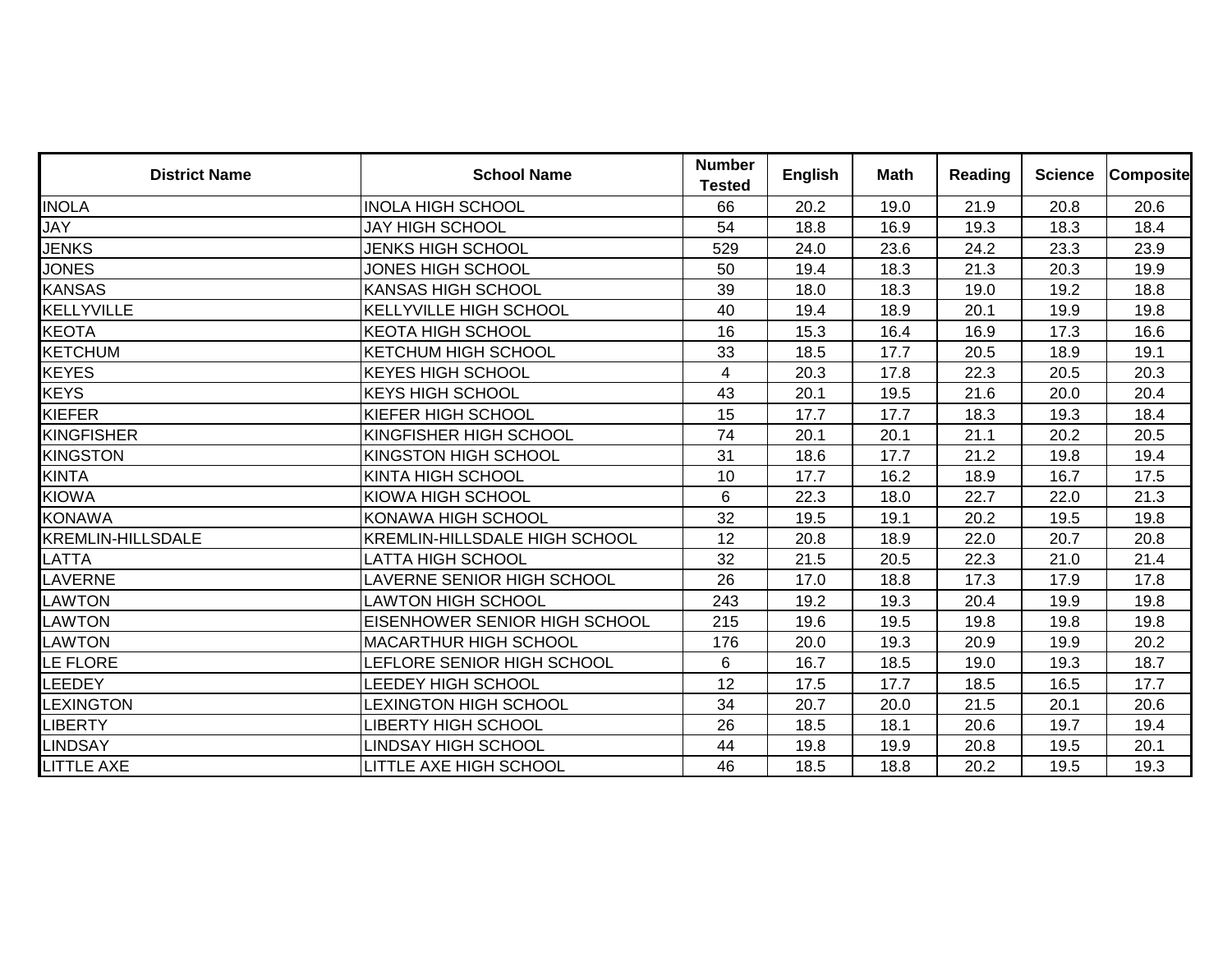| District Name | School Name | Number Tested | English | Math | Reading | Science | Composite |
|---|---|---|---|---|---|---|---|
| INOLA | INOLA HIGH SCHOOL | 66 | 20.2 | 19.0 | 21.9 | 20.8 | 20.6 |
| JAY | JAY HIGH SCHOOL | 54 | 18.8 | 16.9 | 19.3 | 18.3 | 18.4 |
| JENKS | JENKS HIGH SCHOOL | 529 | 24.0 | 23.6 | 24.2 | 23.3 | 23.9 |
| JONES | JONES HIGH SCHOOL | 50 | 19.4 | 18.3 | 21.3 | 20.3 | 19.9 |
| KANSAS | KANSAS HIGH SCHOOL | 39 | 18.0 | 18.3 | 19.0 | 19.2 | 18.8 |
| KELLYVILLE | KELLYVILLE HIGH SCHOOL | 40 | 19.4 | 18.9 | 20.1 | 19.9 | 19.8 |
| KEOTA | KEOTA HIGH SCHOOL | 16 | 15.3 | 16.4 | 16.9 | 17.3 | 16.6 |
| KETCHUM | KETCHUM HIGH SCHOOL | 33 | 18.5 | 17.7 | 20.5 | 18.9 | 19.1 |
| KEYES | KEYES HIGH SCHOOL | 4 | 20.3 | 17.8 | 22.3 | 20.5 | 20.3 |
| KEYS | KEYS HIGH SCHOOL | 43 | 20.1 | 19.5 | 21.6 | 20.0 | 20.4 |
| KIEFER | KIEFER HIGH SCHOOL | 15 | 17.7 | 17.7 | 18.3 | 19.3 | 18.4 |
| KINGFISHER | KINGFISHER HIGH SCHOOL | 74 | 20.1 | 20.1 | 21.1 | 20.2 | 20.5 |
| KINGSTON | KINGSTON HIGH SCHOOL | 31 | 18.6 | 17.7 | 21.2 | 19.8 | 19.4 |
| KINTA | KINTA HIGH SCHOOL | 10 | 17.7 | 16.2 | 18.9 | 16.7 | 17.5 |
| KIOWA | KIOWA HIGH SCHOOL | 6 | 22.3 | 18.0 | 22.7 | 22.0 | 21.3 |
| KONAWA | KONAWA HIGH SCHOOL | 32 | 19.5 | 19.1 | 20.2 | 19.5 | 19.8 |
| KREMLIN-HILLSDALE | KREMLIN-HILLSDALE HIGH SCHOOL | 12 | 20.8 | 18.9 | 22.0 | 20.7 | 20.8 |
| LATTA | LATTA HIGH SCHOOL | 32 | 21.5 | 20.5 | 22.3 | 21.0 | 21.4 |
| LAVERNE | LAVERNE SENIOR HIGH SCHOOL | 26 | 17.0 | 18.8 | 17.3 | 17.9 | 17.8 |
| LAWTON | LAWTON HIGH SCHOOL | 243 | 19.2 | 19.3 | 20.4 | 19.9 | 19.8 |
| LAWTON | EISENHOWER SENIOR HIGH SCHOOL | 215 | 19.6 | 19.5 | 19.8 | 19.8 | 19.8 |
| LAWTON | MACARTHUR HIGH SCHOOL | 176 | 20.0 | 19.3 | 20.9 | 19.9 | 20.2 |
| LE FLORE | LEFLORE SENIOR HIGH SCHOOL | 6 | 16.7 | 18.5 | 19.0 | 19.3 | 18.7 |
| LEEDEY | LEEDEY HIGH SCHOOL | 12 | 17.5 | 17.7 | 18.5 | 16.5 | 17.7 |
| LEXINGTON | LEXINGTON HIGH SCHOOL | 34 | 20.7 | 20.0 | 21.5 | 20.1 | 20.6 |
| LIBERTY | LIBERTY HIGH SCHOOL | 26 | 18.5 | 18.1 | 20.6 | 19.7 | 19.4 |
| LINDSAY | LINDSAY HIGH SCHOOL | 44 | 19.8 | 19.9 | 20.8 | 19.5 | 20.1 |
| LITTLE AXE | LITTLE AXE HIGH SCHOOL | 46 | 18.5 | 18.8 | 20.2 | 19.5 | 19.3 |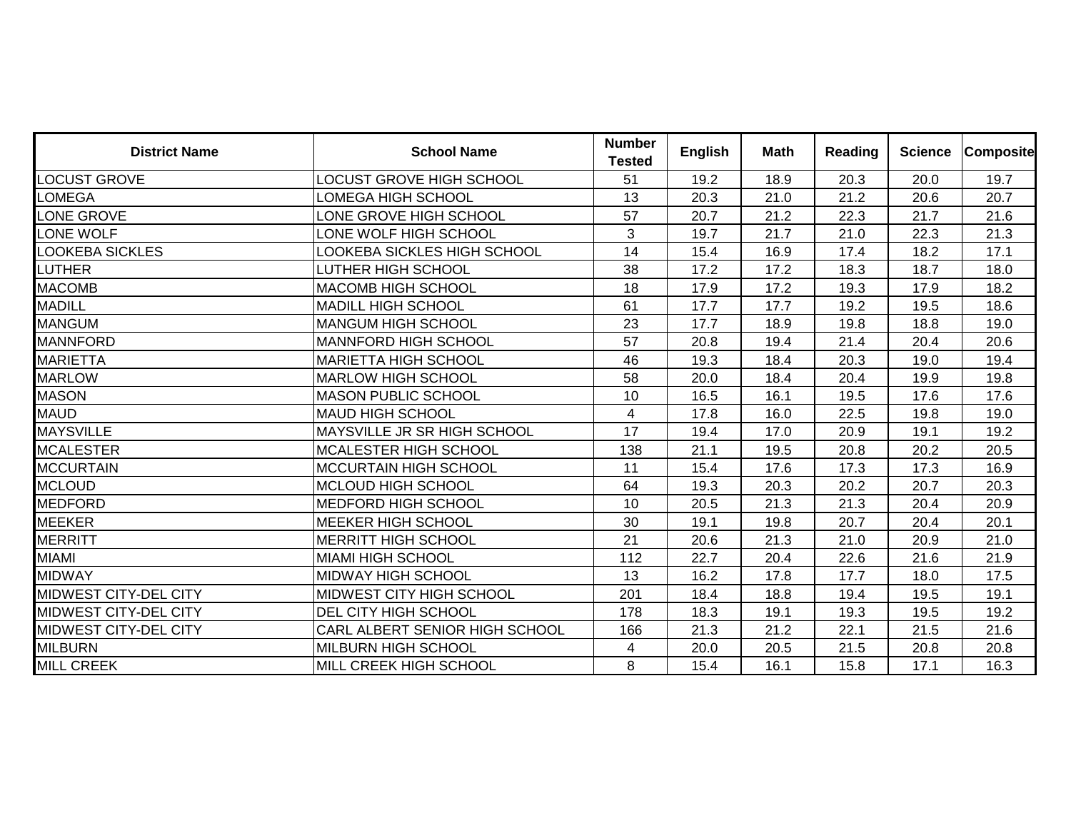| District Name | School Name | Number Tested | English | Math | Reading | Science | Composite |
|---|---|---|---|---|---|---|---|
| LOCUST GROVE | LOCUST GROVE HIGH SCHOOL | 51 | 19.2 | 18.9 | 20.3 | 20.0 | 19.7 |
| LOMEGA | LOMEGA HIGH SCHOOL | 13 | 20.3 | 21.0 | 21.2 | 20.6 | 20.7 |
| LONE GROVE | LONE GROVE HIGH SCHOOL | 57 | 20.7 | 21.2 | 22.3 | 21.7 | 21.6 |
| LONE WOLF | LONE WOLF HIGH SCHOOL | 3 | 19.7 | 21.7 | 21.0 | 22.3 | 21.3 |
| LOOKEBA SICKLES | LOOKEBA SICKLES HIGH SCHOOL | 14 | 15.4 | 16.9 | 17.4 | 18.2 | 17.1 |
| LUTHER | LUTHER HIGH SCHOOL | 38 | 17.2 | 17.2 | 18.3 | 18.7 | 18.0 |
| MACOMB | MACOMB HIGH SCHOOL | 18 | 17.9 | 17.2 | 19.3 | 17.9 | 18.2 |
| MADILL | MADILL HIGH SCHOOL | 61 | 17.7 | 17.7 | 19.2 | 19.5 | 18.6 |
| MANGUM | MANGUM HIGH SCHOOL | 23 | 17.7 | 18.9 | 19.8 | 18.8 | 19.0 |
| MANNFORD | MANNFORD HIGH SCHOOL | 57 | 20.8 | 19.4 | 21.4 | 20.4 | 20.6 |
| MARIETTA | MARIETTA HIGH SCHOOL | 46 | 19.3 | 18.4 | 20.3 | 19.0 | 19.4 |
| MARLOW | MARLOW HIGH SCHOOL | 58 | 20.0 | 18.4 | 20.4 | 19.9 | 19.8 |
| MASON | MASON PUBLIC SCHOOL | 10 | 16.5 | 16.1 | 19.5 | 17.6 | 17.6 |
| MAUD | MAUD HIGH SCHOOL | 4 | 17.8 | 16.0 | 22.5 | 19.8 | 19.0 |
| MAYSVILLE | MAYSVILLE JR SR HIGH SCHOOL | 17 | 19.4 | 17.0 | 20.9 | 19.1 | 19.2 |
| MCALESTER | MCALESTER HIGH SCHOOL | 138 | 21.1 | 19.5 | 20.8 | 20.2 | 20.5 |
| MCCURTAIN | MCCURTAIN HIGH SCHOOL | 11 | 15.4 | 17.6 | 17.3 | 17.3 | 16.9 |
| MCLOUD | MCLOUD HIGH SCHOOL | 64 | 19.3 | 20.3 | 20.2 | 20.7 | 20.3 |
| MEDFORD | MEDFORD HIGH SCHOOL | 10 | 20.5 | 21.3 | 21.3 | 20.4 | 20.9 |
| MEEKER | MEEKER HIGH SCHOOL | 30 | 19.1 | 19.8 | 20.7 | 20.4 | 20.1 |
| MERRITT | MERRITT HIGH SCHOOL | 21 | 20.6 | 21.3 | 21.0 | 20.9 | 21.0 |
| MIAMI | MIAMI HIGH SCHOOL | 112 | 22.7 | 20.4 | 22.6 | 21.6 | 21.9 |
| MIDWAY | MIDWAY HIGH SCHOOL | 13 | 16.2 | 17.8 | 17.7 | 18.0 | 17.5 |
| MIDWEST CITY-DEL CITY | MIDWEST CITY HIGH SCHOOL | 201 | 18.4 | 18.8 | 19.4 | 19.5 | 19.1 |
| MIDWEST CITY-DEL CITY | DEL CITY HIGH SCHOOL | 178 | 18.3 | 19.1 | 19.3 | 19.5 | 19.2 |
| MIDWEST CITY-DEL CITY | CARL ALBERT SENIOR HIGH SCHOOL | 166 | 21.3 | 21.2 | 22.1 | 21.5 | 21.6 |
| MILBURN | MILBURN HIGH SCHOOL | 4 | 20.0 | 20.5 | 21.5 | 20.8 | 20.8 |
| MILL CREEK | MILL CREEK HIGH SCHOOL | 8 | 15.4 | 16.1 | 15.8 | 17.1 | 16.3 |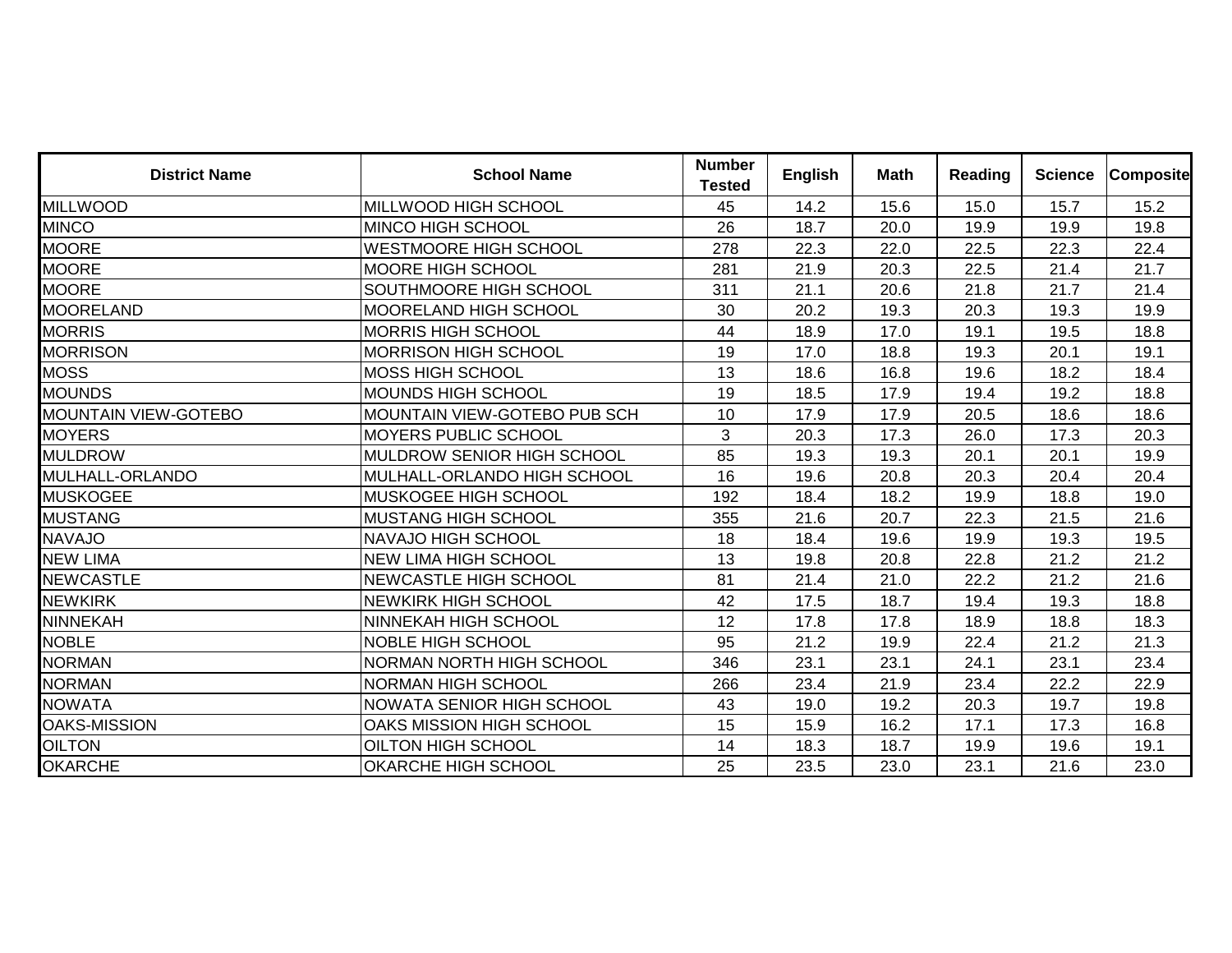| District Name | School Name | Number Tested | English | Math | Reading | Science | Composite |
|---|---|---|---|---|---|---|---|
| MILLWOOD | MILLWOOD HIGH SCHOOL | 45 | 14.2 | 15.6 | 15.0 | 15.7 | 15.2 |
| MINCO | MINCO HIGH SCHOOL | 26 | 18.7 | 20.0 | 19.9 | 19.9 | 19.8 |
| MOORE | WESTMOORE HIGH SCHOOL | 278 | 22.3 | 22.0 | 22.5 | 22.3 | 22.4 |
| MOORE | MOORE HIGH SCHOOL | 281 | 21.9 | 20.3 | 22.5 | 21.4 | 21.7 |
| MOORE | SOUTHMOORE HIGH SCHOOL | 311 | 21.1 | 20.6 | 21.8 | 21.7 | 21.4 |
| MOORELAND | MOORELAND HIGH SCHOOL | 30 | 20.2 | 19.3 | 20.3 | 19.3 | 19.9 |
| MORRIS | MORRIS HIGH SCHOOL | 44 | 18.9 | 17.0 | 19.1 | 19.5 | 18.8 |
| MORRISON | MORRISON HIGH SCHOOL | 19 | 17.0 | 18.8 | 19.3 | 20.1 | 19.1 |
| MOSS | MOSS HIGH SCHOOL | 13 | 18.6 | 16.8 | 19.6 | 18.2 | 18.4 |
| MOUNDS | MOUNDS HIGH SCHOOL | 19 | 18.5 | 17.9 | 19.4 | 19.2 | 18.8 |
| MOUNTAIN VIEW-GOTEBO | MOUNTAIN VIEW-GOTEBO PUB SCH | 10 | 17.9 | 17.9 | 20.5 | 18.6 | 18.6 |
| MOYERS | MOYERS PUBLIC SCHOOL | 3 | 20.3 | 17.3 | 26.0 | 17.3 | 20.3 |
| MULDROW | MULDROW SENIOR HIGH SCHOOL | 85 | 19.3 | 19.3 | 20.1 | 20.1 | 19.9 |
| MULHALL-ORLANDO | MULHALL-ORLANDO HIGH SCHOOL | 16 | 19.6 | 20.8 | 20.3 | 20.4 | 20.4 |
| MUSKOGEE | MUSKOGEE HIGH SCHOOL | 192 | 18.4 | 18.2 | 19.9 | 18.8 | 19.0 |
| MUSTANG | MUSTANG HIGH SCHOOL | 355 | 21.6 | 20.7 | 22.3 | 21.5 | 21.6 |
| NAVAJO | NAVAJO HIGH SCHOOL | 18 | 18.4 | 19.6 | 19.9 | 19.3 | 19.5 |
| NEW LIMA | NEW LIMA HIGH SCHOOL | 13 | 19.8 | 20.8 | 22.8 | 21.2 | 21.2 |
| NEWCASTLE | NEWCASTLE HIGH SCHOOL | 81 | 21.4 | 21.0 | 22.2 | 21.2 | 21.6 |
| NEWKIRK | NEWKIRK HIGH SCHOOL | 42 | 17.5 | 18.7 | 19.4 | 19.3 | 18.8 |
| NINNEKAH | NINNEKAH HIGH SCHOOL | 12 | 17.8 | 17.8 | 18.9 | 18.8 | 18.3 |
| NOBLE | NOBLE HIGH SCHOOL | 95 | 21.2 | 19.9 | 22.4 | 21.2 | 21.3 |
| NORMAN | NORMAN NORTH HIGH SCHOOL | 346 | 23.1 | 23.1 | 24.1 | 23.1 | 23.4 |
| NORMAN | NORMAN HIGH SCHOOL | 266 | 23.4 | 21.9 | 23.4 | 22.2 | 22.9 |
| NOWATA | NOWATA SENIOR HIGH SCHOOL | 43 | 19.0 | 19.2 | 20.3 | 19.7 | 19.8 |
| OAKS-MISSION | OAKS MISSION HIGH SCHOOL | 15 | 15.9 | 16.2 | 17.1 | 17.3 | 16.8 |
| OILTON | OILTON HIGH SCHOOL | 14 | 18.3 | 18.7 | 19.9 | 19.6 | 19.1 |
| OKARCHE | OKARCHE HIGH SCHOOL | 25 | 23.5 | 23.0 | 23.1 | 21.6 | 23.0 |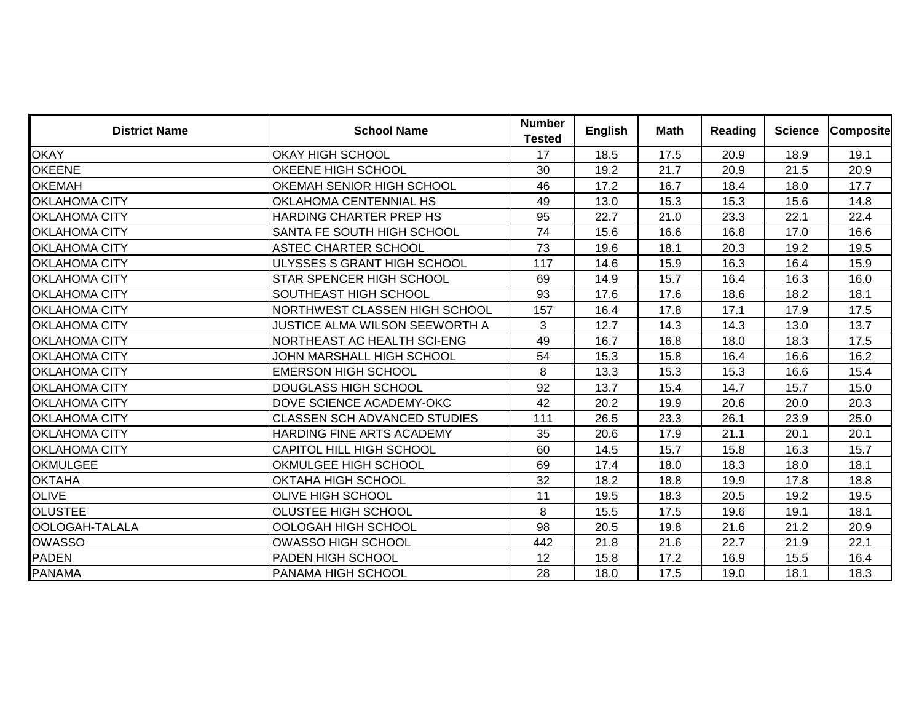| District Name | School Name | Number Tested | English | Math | Reading | Science | Composite |
|---|---|---|---|---|---|---|---|
| OKAY | OKAY HIGH SCHOOL | 17 | 18.5 | 17.5 | 20.9 | 18.9 | 19.1 |
| OKEENE | OKEENE HIGH SCHOOL | 30 | 19.2 | 21.7 | 20.9 | 21.5 | 20.9 |
| OKEMAH | OKEMAH SENIOR HIGH SCHOOL | 46 | 17.2 | 16.7 | 18.4 | 18.0 | 17.7 |
| OKLAHOMA CITY | OKLAHOMA CENTENNIAL HS | 49 | 13.0 | 15.3 | 15.3 | 15.6 | 14.8 |
| OKLAHOMA CITY | HARDING CHARTER PREP HS | 95 | 22.7 | 21.0 | 23.3 | 22.1 | 22.4 |
| OKLAHOMA CITY | SANTA FE SOUTH HIGH SCHOOL | 74 | 15.6 | 16.6 | 16.8 | 17.0 | 16.6 |
| OKLAHOMA CITY | ASTEC CHARTER SCHOOL | 73 | 19.6 | 18.1 | 20.3 | 19.2 | 19.5 |
| OKLAHOMA CITY | ULYSSES S GRANT HIGH SCHOOL | 117 | 14.6 | 15.9 | 16.3 | 16.4 | 15.9 |
| OKLAHOMA CITY | STAR SPENCER HIGH SCHOOL | 69 | 14.9 | 15.7 | 16.4 | 16.3 | 16.0 |
| OKLAHOMA CITY | SOUTHEAST HIGH SCHOOL | 93 | 17.6 | 17.6 | 18.6 | 18.2 | 18.1 |
| OKLAHOMA CITY | NORTHWEST CLASSEN HIGH SCHOOL | 157 | 16.4 | 17.8 | 17.1 | 17.9 | 17.5 |
| OKLAHOMA CITY | JUSTICE ALMA WILSON SEEWORTH A | 3 | 12.7 | 14.3 | 14.3 | 13.0 | 13.7 |
| OKLAHOMA CITY | NORTHEAST AC HEALTH SCI-ENG | 49 | 16.7 | 16.8 | 18.0 | 18.3 | 17.5 |
| OKLAHOMA CITY | JOHN MARSHALL HIGH SCHOOL | 54 | 15.3 | 15.8 | 16.4 | 16.6 | 16.2 |
| OKLAHOMA CITY | EMERSON HIGH SCHOOL | 8 | 13.3 | 15.3 | 15.3 | 16.6 | 15.4 |
| OKLAHOMA CITY | DOUGLASS HIGH SCHOOL | 92 | 13.7 | 15.4 | 14.7 | 15.7 | 15.0 |
| OKLAHOMA CITY | DOVE SCIENCE ACADEMY-OKC | 42 | 20.2 | 19.9 | 20.6 | 20.0 | 20.3 |
| OKLAHOMA CITY | CLASSEN SCH ADVANCED STUDIES | 111 | 26.5 | 23.3 | 26.1 | 23.9 | 25.0 |
| OKLAHOMA CITY | HARDING FINE ARTS ACADEMY | 35 | 20.6 | 17.9 | 21.1 | 20.1 | 20.1 |
| OKLAHOMA CITY | CAPITOL HILL HIGH SCHOOL | 60 | 14.5 | 15.7 | 15.8 | 16.3 | 15.7 |
| OKMULGEE | OKMULGEE HIGH SCHOOL | 69 | 17.4 | 18.0 | 18.3 | 18.0 | 18.1 |
| OKTAHA | OKTAHA HIGH SCHOOL | 32 | 18.2 | 18.8 | 19.9 | 17.8 | 18.8 |
| OLIVE | OLIVE HIGH SCHOOL | 11 | 19.5 | 18.3 | 20.5 | 19.2 | 19.5 |
| OLUSTEE | OLUSTEE HIGH SCHOOL | 8 | 15.5 | 17.5 | 19.6 | 19.1 | 18.1 |
| OOLOGAH-TALALA | OOLOGAH HIGH SCHOOL | 98 | 20.5 | 19.8 | 21.6 | 21.2 | 20.9 |
| OWASSO | OWASSO HIGH SCHOOL | 442 | 21.8 | 21.6 | 22.7 | 21.9 | 22.1 |
| PADEN | PADEN HIGH SCHOOL | 12 | 15.8 | 17.2 | 16.9 | 15.5 | 16.4 |
| PANAMA | PANAMA HIGH SCHOOL | 28 | 18.0 | 17.5 | 19.0 | 18.1 | 18.3 |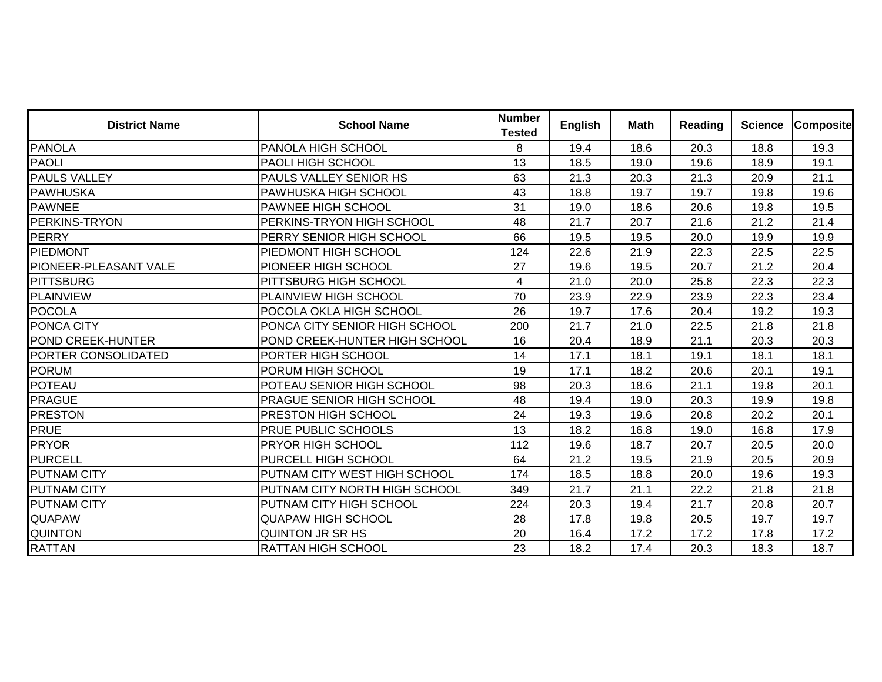| District Name | School Name | Number Tested | English | Math | Reading | Science | Composite |
|---|---|---|---|---|---|---|---|
| PANOLA | PANOLA HIGH SCHOOL | 8 | 19.4 | 18.6 | 20.3 | 18.8 | 19.3 |
| PAOLI | PAOLI HIGH SCHOOL | 13 | 18.5 | 19.0 | 19.6 | 18.9 | 19.1 |
| PAULS VALLEY | PAULS VALLEY SENIOR HS | 63 | 21.3 | 20.3 | 21.3 | 20.9 | 21.1 |
| PAWHUSKA | PAWHUSKA HIGH SCHOOL | 43 | 18.8 | 19.7 | 19.7 | 19.8 | 19.6 |
| PAWNEE | PAWNEE HIGH SCHOOL | 31 | 19.0 | 18.6 | 20.6 | 19.8 | 19.5 |
| PERKINS-TRYON | PERKINS-TRYON HIGH SCHOOL | 48 | 21.7 | 20.7 | 21.6 | 21.2 | 21.4 |
| PERRY | PERRY SENIOR HIGH SCHOOL | 66 | 19.5 | 19.5 | 20.0 | 19.9 | 19.9 |
| PIEDMONT | PIEDMONT HIGH SCHOOL | 124 | 22.6 | 21.9 | 22.3 | 22.5 | 22.5 |
| PIONEER-PLEASANT VALE | PIONEER HIGH SCHOOL | 27 | 19.6 | 19.5 | 20.7 | 21.2 | 20.4 |
| PITTSBURG | PITTSBURG HIGH SCHOOL | 4 | 21.0 | 20.0 | 25.8 | 22.3 | 22.3 |
| PLAINVIEW | PLAINVIEW HIGH SCHOOL | 70 | 23.9 | 22.9 | 23.9 | 22.3 | 23.4 |
| POCOLA | POCOLA OKLA HIGH SCHOOL | 26 | 19.7 | 17.6 | 20.4 | 19.2 | 19.3 |
| PONCA CITY | PONCA CITY SENIOR HIGH SCHOOL | 200 | 21.7 | 21.0 | 22.5 | 21.8 | 21.8 |
| POND CREEK-HUNTER | POND CREEK-HUNTER HIGH SCHOOL | 16 | 20.4 | 18.9 | 21.1 | 20.3 | 20.3 |
| PORTER CONSOLIDATED | PORTER HIGH SCHOOL | 14 | 17.1 | 18.1 | 19.1 | 18.1 | 18.1 |
| PORUM | PORUM HIGH SCHOOL | 19 | 17.1 | 18.2 | 20.6 | 20.1 | 19.1 |
| POTEAU | POTEAU SENIOR HIGH SCHOOL | 98 | 20.3 | 18.6 | 21.1 | 19.8 | 20.1 |
| PRAGUE | PRAGUE SENIOR HIGH SCHOOL | 48 | 19.4 | 19.0 | 20.3 | 19.9 | 19.8 |
| PRESTON | PRESTON HIGH SCHOOL | 24 | 19.3 | 19.6 | 20.8 | 20.2 | 20.1 |
| PRUE | PRUE PUBLIC SCHOOLS | 13 | 18.2 | 16.8 | 19.0 | 16.8 | 17.9 |
| PRYOR | PRYOR HIGH SCHOOL | 112 | 19.6 | 18.7 | 20.7 | 20.5 | 20.0 |
| PURCELL | PURCELL HIGH SCHOOL | 64 | 21.2 | 19.5 | 21.9 | 20.5 | 20.9 |
| PUTNAM CITY | PUTNAM CITY WEST HIGH SCHOOL | 174 | 18.5 | 18.8 | 20.0 | 19.6 | 19.3 |
| PUTNAM CITY | PUTNAM CITY NORTH HIGH SCHOOL | 349 | 21.7 | 21.1 | 22.2 | 21.8 | 21.8 |
| PUTNAM CITY | PUTNAM CITY HIGH SCHOOL | 224 | 20.3 | 19.4 | 21.7 | 20.8 | 20.7 |
| QUAPAW | QUAPAW HIGH SCHOOL | 28 | 17.8 | 19.8 | 20.5 | 19.7 | 19.7 |
| QUINTON | QUINTON JR SR HS | 20 | 16.4 | 17.2 | 17.2 | 17.8 | 17.2 |
| RATTAN | RATTAN HIGH SCHOOL | 23 | 18.2 | 17.4 | 20.3 | 18.3 | 18.7 |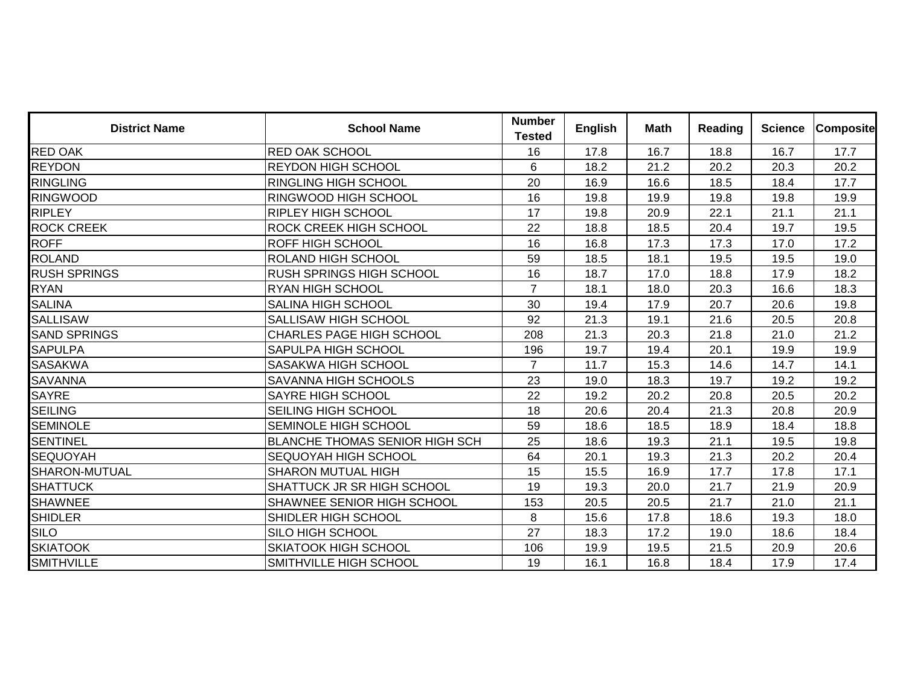| District Name | School Name | Number Tested | English | Math | Reading | Science | Composite |
|---|---|---|---|---|---|---|---|
| RED OAK | RED OAK SCHOOL | 16 | 17.8 | 16.7 | 18.8 | 16.7 | 17.7 |
| REYDON | REYDON HIGH SCHOOL | 6 | 18.2 | 21.2 | 20.2 | 20.3 | 20.2 |
| RINGLING | RINGLING HIGH SCHOOL | 20 | 16.9 | 16.6 | 18.5 | 18.4 | 17.7 |
| RINGWOOD | RINGWOOD HIGH SCHOOL | 16 | 19.8 | 19.9 | 19.8 | 19.8 | 19.9 |
| RIPLEY | RIPLEY HIGH SCHOOL | 17 | 19.8 | 20.9 | 22.1 | 21.1 | 21.1 |
| ROCK CREEK | ROCK CREEK HIGH SCHOOL | 22 | 18.8 | 18.5 | 20.4 | 19.7 | 19.5 |
| ROFF | ROFF HIGH SCHOOL | 16 | 16.8 | 17.3 | 17.3 | 17.0 | 17.2 |
| ROLAND | ROLAND HIGH SCHOOL | 59 | 18.5 | 18.1 | 19.5 | 19.5 | 19.0 |
| RUSH SPRINGS | RUSH SPRINGS HIGH SCHOOL | 16 | 18.7 | 17.0 | 18.8 | 17.9 | 18.2 |
| RYAN | RYAN HIGH SCHOOL | 7 | 18.1 | 18.0 | 20.3 | 16.6 | 18.3 |
| SALINA | SALINA HIGH SCHOOL | 30 | 19.4 | 17.9 | 20.7 | 20.6 | 19.8 |
| SALLISAW | SALLISAW HIGH SCHOOL | 92 | 21.3 | 19.1 | 21.6 | 20.5 | 20.8 |
| SAND SPRINGS | CHARLES PAGE HIGH SCHOOL | 208 | 21.3 | 20.3 | 21.8 | 21.0 | 21.2 |
| SAPULPA | SAPULPA HIGH SCHOOL | 196 | 19.7 | 19.4 | 20.1 | 19.9 | 19.9 |
| SASAKWA | SASAKWA HIGH SCHOOL | 7 | 11.7 | 15.3 | 14.6 | 14.7 | 14.1 |
| SAVANNA | SAVANNA HIGH SCHOOLS | 23 | 19.0 | 18.3 | 19.7 | 19.2 | 19.2 |
| SAYRE | SAYRE HIGH SCHOOL | 22 | 19.2 | 20.2 | 20.8 | 20.5 | 20.2 |
| SEILING | SEILING HIGH SCHOOL | 18 | 20.6 | 20.4 | 21.3 | 20.8 | 20.9 |
| SEMINOLE | SEMINOLE HIGH SCHOOL | 59 | 18.6 | 18.5 | 18.9 | 18.4 | 18.8 |
| SENTINEL | BLANCHE THOMAS SENIOR HIGH SCH | 25 | 18.6 | 19.3 | 21.1 | 19.5 | 19.8 |
| SEQUOYAH | SEQUOYAH HIGH SCHOOL | 64 | 20.1 | 19.3 | 21.3 | 20.2 | 20.4 |
| SHARON-MUTUAL | SHARON MUTUAL HIGH | 15 | 15.5 | 16.9 | 17.7 | 17.8 | 17.1 |
| SHATTUCK | SHATTUCK JR SR HIGH SCHOOL | 19 | 19.3 | 20.0 | 21.7 | 21.9 | 20.9 |
| SHAWNEE | SHAWNEE SENIOR HIGH SCHOOL | 153 | 20.5 | 20.5 | 21.7 | 21.0 | 21.1 |
| SHIDLER | SHIDLER HIGH SCHOOL | 8 | 15.6 | 17.8 | 18.6 | 19.3 | 18.0 |
| SILO | SILO HIGH SCHOOL | 27 | 18.3 | 17.2 | 19.0 | 18.6 | 18.4 |
| SKIATOOK | SKIATOOK HIGH SCHOOL | 106 | 19.9 | 19.5 | 21.5 | 20.9 | 20.6 |
| SMITHVILLE | SMITHVILLE HIGH SCHOOL | 19 | 16.1 | 16.8 | 18.4 | 17.9 | 17.4 |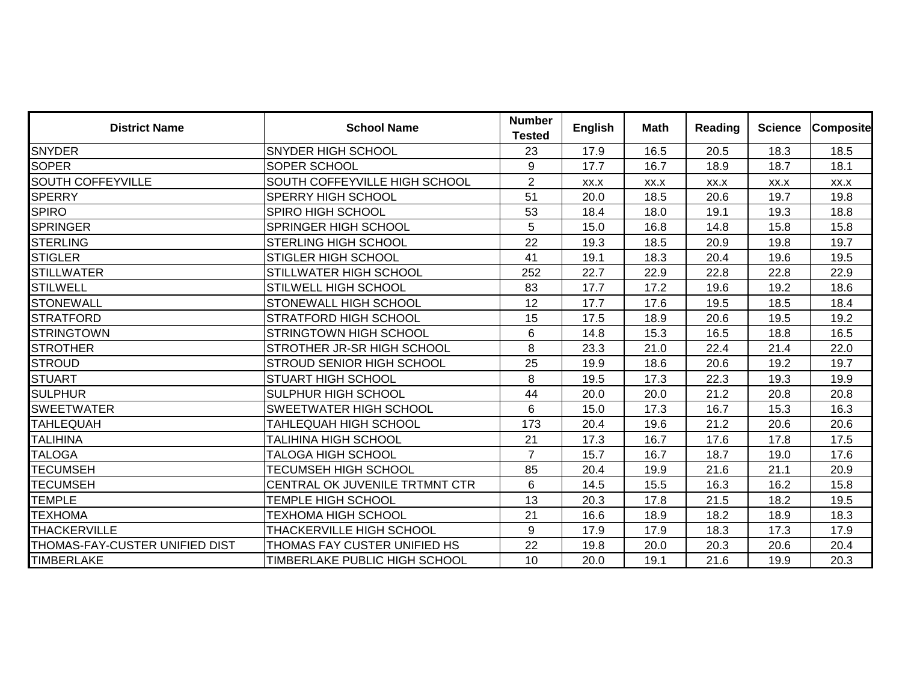| District Name | School Name | Number Tested | English | Math | Reading | Science | Composite |
|---|---|---|---|---|---|---|---|
| SNYDER | SNYDER HIGH SCHOOL | 23 | 17.9 | 16.5 | 20.5 | 18.3 | 18.5 |
| SOPER | SOPER SCHOOL | 9 | 17.7 | 16.7 | 18.9 | 18.7 | 18.1 |
| SOUTH COFFEYVILLE | SOUTH COFFEYVILLE HIGH SCHOOL | 2 | xx.x | xx.x | xx.x | xx.x | xx.x |
| SPERRY | SPERRY HIGH SCHOOL | 51 | 20.0 | 18.5 | 20.6 | 19.7 | 19.8 |
| SPIRO | SPIRO HIGH SCHOOL | 53 | 18.4 | 18.0 | 19.1 | 19.3 | 18.8 |
| SPRINGER | SPRINGER HIGH SCHOOL | 5 | 15.0 | 16.8 | 14.8 | 15.8 | 15.8 |
| STERLING | STERLING HIGH SCHOOL | 22 | 19.3 | 18.5 | 20.9 | 19.8 | 19.7 |
| STIGLER | STIGLER HIGH SCHOOL | 41 | 19.1 | 18.3 | 20.4 | 19.6 | 19.5 |
| STILLWATER | STILLWATER HIGH SCHOOL | 252 | 22.7 | 22.9 | 22.8 | 22.8 | 22.9 |
| STILWELL | STILWELL HIGH SCHOOL | 83 | 17.7 | 17.2 | 19.6 | 19.2 | 18.6 |
| STONEWALL | STONEWALL HIGH SCHOOL | 12 | 17.7 | 17.6 | 19.5 | 18.5 | 18.4 |
| STRATFORD | STRATFORD HIGH SCHOOL | 15 | 17.5 | 18.9 | 20.6 | 19.5 | 19.2 |
| STRINGTOWN | STRINGTOWN HIGH SCHOOL | 6 | 14.8 | 15.3 | 16.5 | 18.8 | 16.5 |
| STROTHER | STROTHER JR-SR HIGH SCHOOL | 8 | 23.3 | 21.0 | 22.4 | 21.4 | 22.0 |
| STROUD | STROUD SENIOR HIGH SCHOOL | 25 | 19.9 | 18.6 | 20.6 | 19.2 | 19.7 |
| STUART | STUART HIGH SCHOOL | 8 | 19.5 | 17.3 | 22.3 | 19.3 | 19.9 |
| SULPHUR | SULPHUR HIGH SCHOOL | 44 | 20.0 | 20.0 | 21.2 | 20.8 | 20.8 |
| SWEETWATER | SWEETWATER HIGH SCHOOL | 6 | 15.0 | 17.3 | 16.7 | 15.3 | 16.3 |
| TAHLEQUAH | TAHLEQUAH HIGH SCHOOL | 173 | 20.4 | 19.6 | 21.2 | 20.6 | 20.6 |
| TALIHINA | TALIHINA HIGH SCHOOL | 21 | 17.3 | 16.7 | 17.6 | 17.8 | 17.5 |
| TALOGA | TALOGA HIGH SCHOOL | 7 | 15.7 | 16.7 | 18.7 | 19.0 | 17.6 |
| TECUMSEH | TECUMSEH HIGH SCHOOL | 85 | 20.4 | 19.9 | 21.6 | 21.1 | 20.9 |
| TECUMSEH | CENTRAL OK JUVENILE TRTMNT CTR | 6 | 14.5 | 15.5 | 16.3 | 16.2 | 15.8 |
| TEMPLE | TEMPLE HIGH SCHOOL | 13 | 20.3 | 17.8 | 21.5 | 18.2 | 19.5 |
| TEXHOMA | TEXHOMA HIGH SCHOOL | 21 | 16.6 | 18.9 | 18.2 | 18.9 | 18.3 |
| THACKERVILLE | THACKERVILLE HIGH SCHOOL | 9 | 17.9 | 17.9 | 18.3 | 17.3 | 17.9 |
| THOMAS-FAY-CUSTER UNIFIED DIST | THOMAS FAY CUSTER UNIFIED HS | 22 | 19.8 | 20.0 | 20.3 | 20.6 | 20.4 |
| TIMBERLAKE | TIMBERLAKE PUBLIC HIGH SCHOOL | 10 | 20.0 | 19.1 | 21.6 | 19.9 | 20.3 |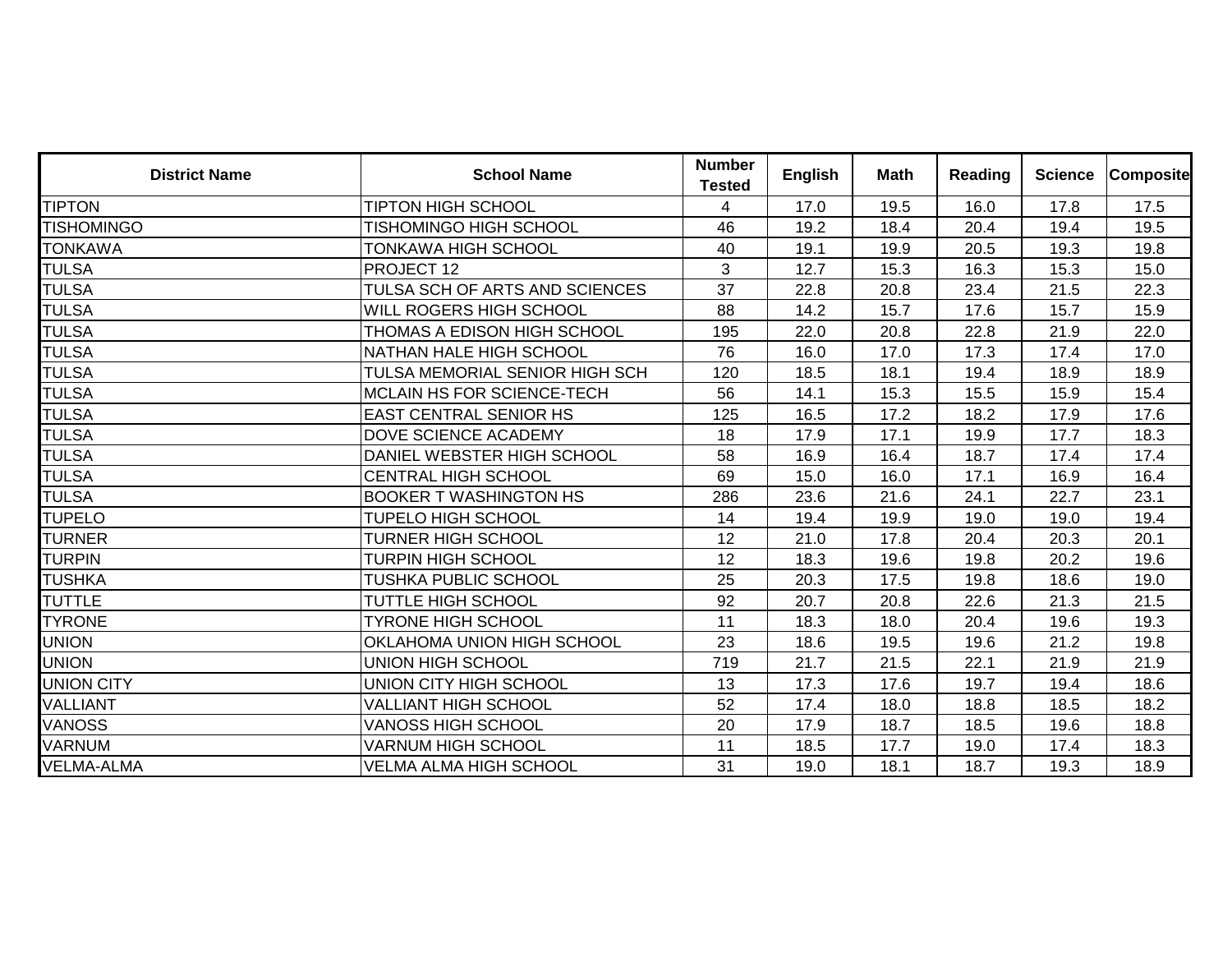| District Name | School Name | Number Tested | English | Math | Reading | Science | Composite |
|---|---|---|---|---|---|---|---|
| TIPTON | TIPTON HIGH SCHOOL | 4 | 17.0 | 19.5 | 16.0 | 17.8 | 17.5 |
| TISHOMINGO | TISHOMINGO HIGH SCHOOL | 46 | 19.2 | 18.4 | 20.4 | 19.4 | 19.5 |
| TONKAWA | TONKAWA HIGH SCHOOL | 40 | 19.1 | 19.9 | 20.5 | 19.3 | 19.8 |
| TULSA | PROJECT 12 | 3 | 12.7 | 15.3 | 16.3 | 15.3 | 15.0 |
| TULSA | TULSA SCH OF ARTS AND SCIENCES | 37 | 22.8 | 20.8 | 23.4 | 21.5 | 22.3 |
| TULSA | WILL ROGERS HIGH SCHOOL | 88 | 14.2 | 15.7 | 17.6 | 15.7 | 15.9 |
| TULSA | THOMAS A EDISON HIGH SCHOOL | 195 | 22.0 | 20.8 | 22.8 | 21.9 | 22.0 |
| TULSA | NATHAN HALE HIGH SCHOOL | 76 | 16.0 | 17.0 | 17.3 | 17.4 | 17.0 |
| TULSA | TULSA MEMORIAL SENIOR HIGH SCH | 120 | 18.5 | 18.1 | 19.4 | 18.9 | 18.9 |
| TULSA | MCLAIN HS FOR SCIENCE-TECH | 56 | 14.1 | 15.3 | 15.5 | 15.9 | 15.4 |
| TULSA | EAST CENTRAL SENIOR HS | 125 | 16.5 | 17.2 | 18.2 | 17.9 | 17.6 |
| TULSA | DOVE SCIENCE ACADEMY | 18 | 17.9 | 17.1 | 19.9 | 17.7 | 18.3 |
| TULSA | DANIEL WEBSTER HIGH SCHOOL | 58 | 16.9 | 16.4 | 18.7 | 17.4 | 17.4 |
| TULSA | CENTRAL HIGH SCHOOL | 69 | 15.0 | 16.0 | 17.1 | 16.9 | 16.4 |
| TULSA | BOOKER T WASHINGTON HS | 286 | 23.6 | 21.6 | 24.1 | 22.7 | 23.1 |
| TUPELO | TUPELO HIGH SCHOOL | 14 | 19.4 | 19.9 | 19.0 | 19.0 | 19.4 |
| TURNER | TURNER HIGH SCHOOL | 12 | 21.0 | 17.8 | 20.4 | 20.3 | 20.1 |
| TURPIN | TURPIN HIGH SCHOOL | 12 | 18.3 | 19.6 | 19.8 | 20.2 | 19.6 |
| TUSHKA | TUSHKA PUBLIC SCHOOL | 25 | 20.3 | 17.5 | 19.8 | 18.6 | 19.0 |
| TUTTLE | TUTTLE HIGH SCHOOL | 92 | 20.7 | 20.8 | 22.6 | 21.3 | 21.5 |
| TYRONE | TYRONE HIGH SCHOOL | 11 | 18.3 | 18.0 | 20.4 | 19.6 | 19.3 |
| UNION | OKLAHOMA UNION HIGH SCHOOL | 23 | 18.6 | 19.5 | 19.6 | 21.2 | 19.8 |
| UNION | UNION HIGH SCHOOL | 719 | 21.7 | 21.5 | 22.1 | 21.9 | 21.9 |
| UNION CITY | UNION CITY HIGH SCHOOL | 13 | 17.3 | 17.6 | 19.7 | 19.4 | 18.6 |
| VALLIANT | VALLIANT HIGH SCHOOL | 52 | 17.4 | 18.0 | 18.8 | 18.5 | 18.2 |
| VANOSS | VANOSS HIGH SCHOOL | 20 | 17.9 | 18.7 | 18.5 | 19.6 | 18.8 |
| VARNUM | VARNUM HIGH SCHOOL | 11 | 18.5 | 17.7 | 19.0 | 17.4 | 18.3 |
| VELMA-ALMA | VELMA ALMA HIGH SCHOOL | 31 | 19.0 | 18.1 | 18.7 | 19.3 | 18.9 |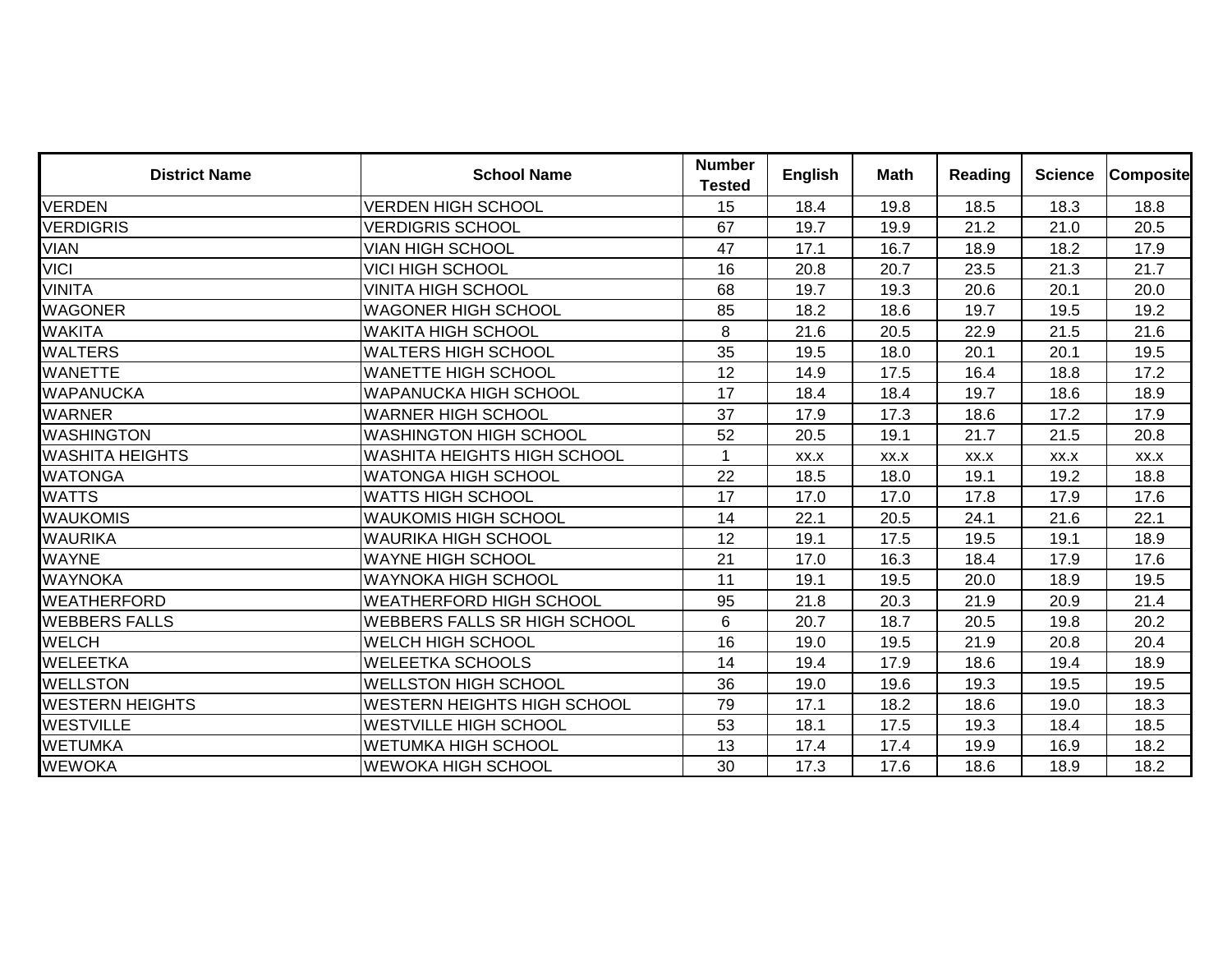| District Name | School Name | Number Tested | English | Math | Reading | Science | Composite |
|---|---|---|---|---|---|---|---|
| VERDEN | VERDEN HIGH SCHOOL | 15 | 18.4 | 19.8 | 18.5 | 18.3 | 18.8 |
| VERDIGRIS | VERDIGRIS SCHOOL | 67 | 19.7 | 19.9 | 21.2 | 21.0 | 20.5 |
| VIAN | VIAN HIGH SCHOOL | 47 | 17.1 | 16.7 | 18.9 | 18.2 | 17.9 |
| VICI | VICI HIGH SCHOOL | 16 | 20.8 | 20.7 | 23.5 | 21.3 | 21.7 |
| VINITA | VINITA HIGH SCHOOL | 68 | 19.7 | 19.3 | 20.6 | 20.1 | 20.0 |
| WAGONER | WAGONER HIGH SCHOOL | 85 | 18.2 | 18.6 | 19.7 | 19.5 | 19.2 |
| WAKITA | WAKITA HIGH SCHOOL | 8 | 21.6 | 20.5 | 22.9 | 21.5 | 21.6 |
| WALTERS | WALTERS HIGH SCHOOL | 35 | 19.5 | 18.0 | 20.1 | 20.1 | 19.5 |
| WANETTE | WANETTE HIGH SCHOOL | 12 | 14.9 | 17.5 | 16.4 | 18.8 | 17.2 |
| WAPANUCKA | WAPANUCKA HIGH SCHOOL | 17 | 18.4 | 18.4 | 19.7 | 18.6 | 18.9 |
| WARNER | WARNER HIGH SCHOOL | 37 | 17.9 | 17.3 | 18.6 | 17.2 | 17.9 |
| WASHINGTON | WASHINGTON HIGH SCHOOL | 52 | 20.5 | 19.1 | 21.7 | 21.5 | 20.8 |
| WASHITA HEIGHTS | WASHITA HEIGHTS HIGH SCHOOL | 1 | xx.x | xx.x | xx.x | xx.x | xx.x |
| WATONGA | WATONGA HIGH SCHOOL | 22 | 18.5 | 18.0 | 19.1 | 19.2 | 18.8 |
| WATTS | WATTS HIGH SCHOOL | 17 | 17.0 | 17.0 | 17.8 | 17.9 | 17.6 |
| WAUKOMIS | WAUKOMIS HIGH SCHOOL | 14 | 22.1 | 20.5 | 24.1 | 21.6 | 22.1 |
| WAURIKA | WAURIKA HIGH SCHOOL | 12 | 19.1 | 17.5 | 19.5 | 19.1 | 18.9 |
| WAYNE | WAYNE HIGH SCHOOL | 21 | 17.0 | 16.3 | 18.4 | 17.9 | 17.6 |
| WAYNOKA | WAYNOKA HIGH SCHOOL | 11 | 19.1 | 19.5 | 20.0 | 18.9 | 19.5 |
| WEATHERFORD | WEATHERFORD HIGH SCHOOL | 95 | 21.8 | 20.3 | 21.9 | 20.9 | 21.4 |
| WEBBERS FALLS | WEBBERS FALLS SR HIGH SCHOOL | 6 | 20.7 | 18.7 | 20.5 | 19.8 | 20.2 |
| WELCH | WELCH HIGH SCHOOL | 16 | 19.0 | 19.5 | 21.9 | 20.8 | 20.4 |
| WELEETKA | WELEETKA SCHOOLS | 14 | 19.4 | 17.9 | 18.6 | 19.4 | 18.9 |
| WELLSTON | WELLSTON HIGH SCHOOL | 36 | 19.0 | 19.6 | 19.3 | 19.5 | 19.5 |
| WESTERN HEIGHTS | WESTERN HEIGHTS HIGH SCHOOL | 79 | 17.1 | 18.2 | 18.6 | 19.0 | 18.3 |
| WESTVILLE | WESTVILLE HIGH SCHOOL | 53 | 18.1 | 17.5 | 19.3 | 18.4 | 18.5 |
| WETUMKA | WETUMKA HIGH SCHOOL | 13 | 17.4 | 17.4 | 19.9 | 16.9 | 18.2 |
| WEWOKA | WEWOKA HIGH SCHOOL | 30 | 17.3 | 17.6 | 18.6 | 18.9 | 18.2 |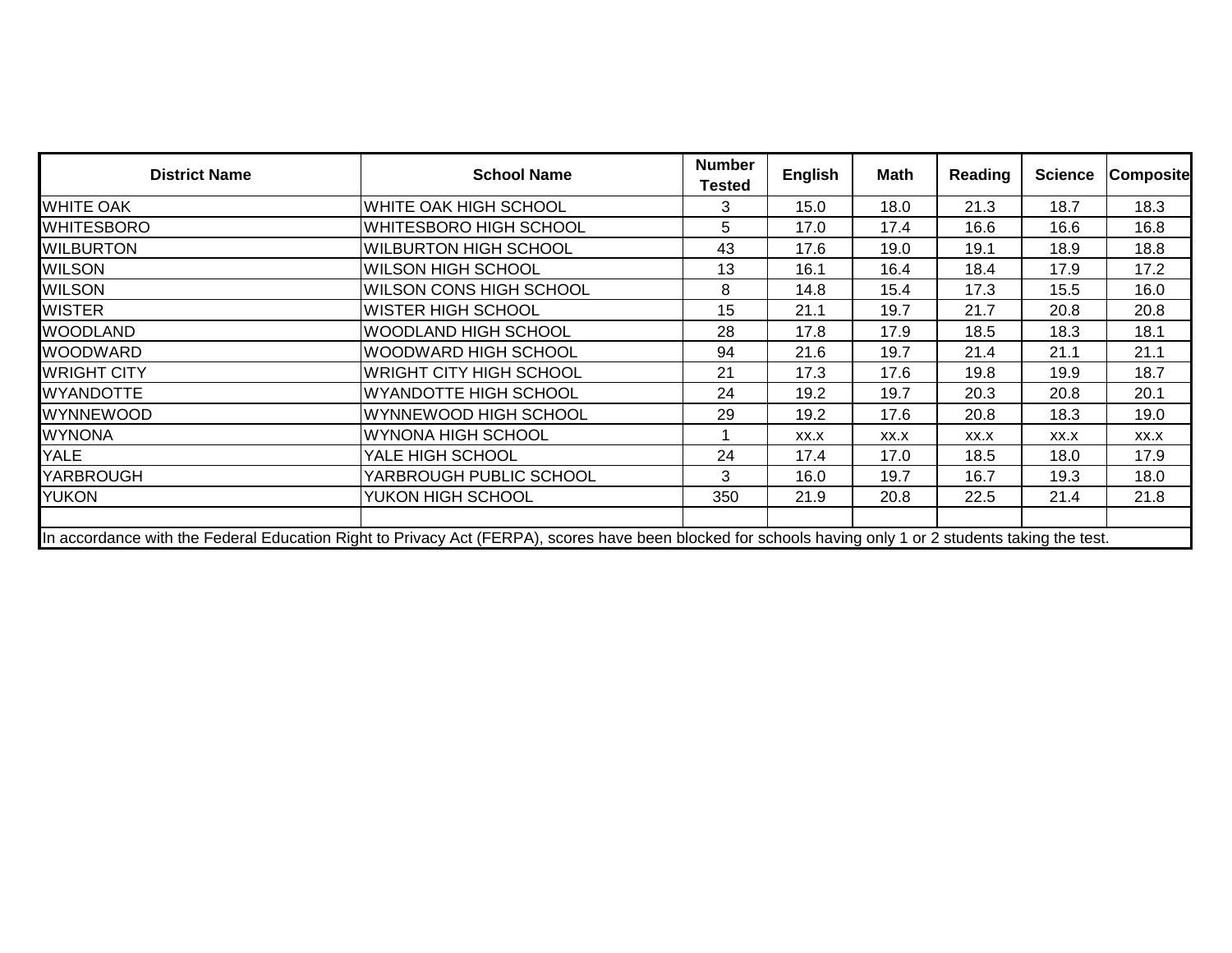| District Name | School Name | Number Tested | English | Math | Reading | Science | Composite |
|---|---|---|---|---|---|---|---|
| WHITE OAK | WHITE OAK HIGH SCHOOL | 3 | 15.0 | 18.0 | 21.3 | 18.7 | 18.3 |
| WHITESBORO | WHITESBORO HIGH SCHOOL | 5 | 17.0 | 17.4 | 16.6 | 16.6 | 16.8 |
| WILBURTON | WILBURTON HIGH SCHOOL | 43 | 17.6 | 19.0 | 19.1 | 18.9 | 18.8 |
| WILSON | WILSON HIGH SCHOOL | 13 | 16.1 | 16.4 | 18.4 | 17.9 | 17.2 |
| WILSON | WILSON CONS HIGH SCHOOL | 8 | 14.8 | 15.4 | 17.3 | 15.5 | 16.0 |
| WISTER | WISTER HIGH SCHOOL | 15 | 21.1 | 19.7 | 21.7 | 20.8 | 20.8 |
| WOODLAND | WOODLAND HIGH SCHOOL | 28 | 17.8 | 17.9 | 18.5 | 18.3 | 18.1 |
| WOODWARD | WOODWARD HIGH SCHOOL | 94 | 21.6 | 19.7 | 21.4 | 21.1 | 21.1 |
| WRIGHT CITY | WRIGHT CITY HIGH SCHOOL | 21 | 17.3 | 17.6 | 19.8 | 19.9 | 18.7 |
| WYANDOTTE | WYANDOTTE HIGH SCHOOL | 24 | 19.2 | 19.7 | 20.3 | 20.8 | 20.1 |
| WYNNEWOOD | WYNNEWOOD HIGH SCHOOL | 29 | 19.2 | 17.6 | 20.8 | 18.3 | 19.0 |
| WYNONA | WYNONA HIGH SCHOOL | 1 | xx.x | xx.x | xx.x | xx.x | xx.x |
| YALE | YALE HIGH SCHOOL | 24 | 17.4 | 17.0 | 18.5 | 18.0 | 17.9 |
| YARBROUGH | YARBROUGH PUBLIC SCHOOL | 3 | 16.0 | 19.7 | 16.7 | 19.3 | 18.0 |
| YUKON | YUKON HIGH SCHOOL | 350 | 21.9 | 20.8 | 22.5 | 21.4 | 21.8 |
| | | | | | | | |

In accordance with the Federal Education Right to Privacy Act (FERPA), scores have been blocked for schools having only 1 or 2 students taking the test.